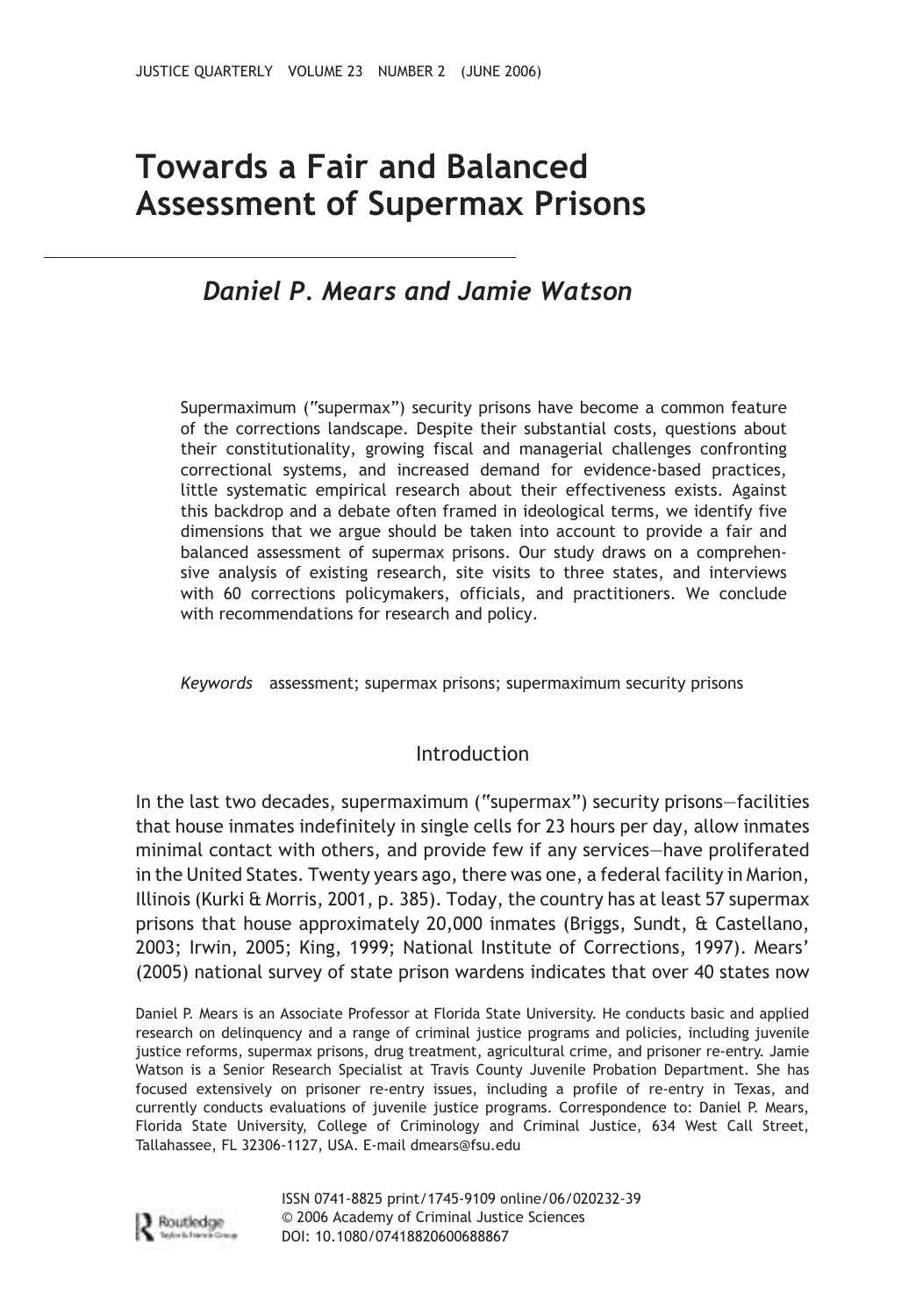# Towards a Fair and Balanced Assessment of Supermax Prisons

*Daniel P. Mears and Jamie Watson*

Supermaximum ("supermax") security prisons have become a common feature of the corrections landscape. Despite their substantial costs, questions about their constitutionality, growing fiscal and managerial challenges confronting correctional systems, and increased demand for evidence-based practices, little systematic empirical research about their effectiveness exists. Against this backdrop and a debate often framed in ideological terms, we identify five dimensions that we argue should be taken into account to provide a fair and balanced assessment of supermax prisons. Our study draws on a comprehensive analysis of existing research, site visits to three states, and interviews with 60 corrections policymakers, officials, and practitioners. We conclude with recommendations for research and policy.

*Keywords* assessment; supermax prisons; supermaximum security prisons

## Introduction

In the last two decades, supermaximum ("supermax") security prisons—facilities that house inmates indefinitely in single cells for 23 hours per day, allow inmates minimal contact with others, and provide few if any services—have proliferated in the United States. Twenty years ago, there was one, a federal facility in Marion, Illinois (Kurki & Morris, 2001, p. 385). Today, the country has at least 57 supermax prisons that house approximately 20,000 inmates (Briggs, Sundt, & Castellano, 2003; Irwin, 2005; King, 1999; National Institute of Corrections, 1997). Mears' (2005) national survey of state prison wardens indicates that over 40 states now

Daniel P. Mears is an Associate Professor at Florida State University. He conducts basic and applied research on delinquency and a range of criminal justice programs and policies, including juvenile justice reforms, supermax prisons, drug treatment, agricultural crime, and prisoner re-entry. Jamie Watson is a Senior Research Specialist at Travis County Juvenile Probation Department. She has focused extensively on prisoner re-entry issues, including a profile of re-entry in Texas, and currently conducts evaluations of juvenile justice programs. Correspondence to: Daniel P. Mears, Florida State University, College of Criminology and Criminal Justice, 634 West Call Street, Tallahassee, FL 32306-1127, USA. E-mail dmears@fsu.edu

ISSN 0741-8825 print/1745-9109 online/06/020232-39
© 2006 Academy of Criminal Justice Sciences
DOI: 10.1080/07418820600688867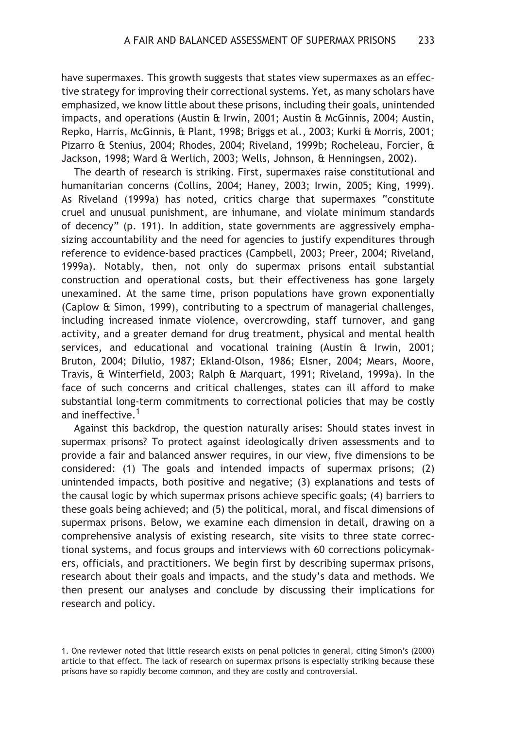have supermaxes. This growth suggests that states view supermaxes as an effective strategy for improving their correctional systems. Yet, as many scholars have emphasized, we know little about these prisons, including their goals, unintended impacts, and operations (Austin & Irwin, 2001; Austin & McGinnis, 2004; Austin, Repko, Harris, McGinnis, & Plant, 1998; Briggs et al., 2003; Kurki & Morris, 2001; Pizarro & Stenius, 2004; Rhodes, 2004; Riveland, 1999b; Rocheleau, Forcier, & Jackson, 1998; Ward & Werlich, 2003; Wells, Johnson, & Henningsen, 2002).

The dearth of research is striking. First, supermaxes raise constitutional and humanitarian concerns (Collins, 2004; Haney, 2003; Irwin, 2005; King, 1999). As Riveland (1999a) has noted, critics charge that supermaxes "constitute cruel and unusual punishment, are inhumane, and violate minimum standards of decency" (p. 191). In addition, state governments are aggressively emphasizing accountability and the need for agencies to justify expenditures through reference to evidence-based practices (Campbell, 2003; Preer, 2004; Riveland, 1999a). Notably, then, not only do supermax prisons entail substantial construction and operational costs, but their effectiveness has gone largely unexamined. At the same time, prison populations have grown exponentially (Caplow & Simon, 1999), contributing to a spectrum of managerial challenges, including increased inmate violence, overcrowding, staff turnover, and gang activity, and a greater demand for drug treatment, physical and mental health services, and educational and vocational training (Austin & Irwin, 2001; Bruton, 2004; DiIulio, 1987; Ekland-Olson, 1986; Elsner, 2004; Mears, Moore, Travis, & Winterfield, 2003; Ralph & Marquart, 1991; Riveland, 1999a). In the face of such concerns and critical challenges, states can ill afford to make substantial long-term commitments to correctional policies that may be costly and ineffective.[1]

Against this backdrop, the question naturally arises: Should states invest in supermax prisons? To protect against ideologically driven assessments and to provide a fair and balanced answer requires, in our view, five dimensions to be considered: (1) The goals and intended impacts of supermax prisons; (2) unintended impacts, both positive and negative; (3) explanations and tests of the causal logic by which supermax prisons achieve specific goals; (4) barriers to these goals being achieved; and (5) the political, moral, and fiscal dimensions of supermax prisons. Below, we examine each dimension in detail, drawing on a comprehensive analysis of existing research, site visits to three state correctional systems, and focus groups and interviews with 60 corrections policymakers, officials, and practitioners. We begin first by describing supermax prisons, research about their goals and impacts, and the study's data and methods. We then present our analyses and conclude by discussing their implications for research and policy.

1. One reviewer noted that little research exists on penal policies in general, citing Simon's (2000) article to that effect. The lack of research on supermax prisons is especially striking because these prisons have so rapidly become common, and they are costly and controversial.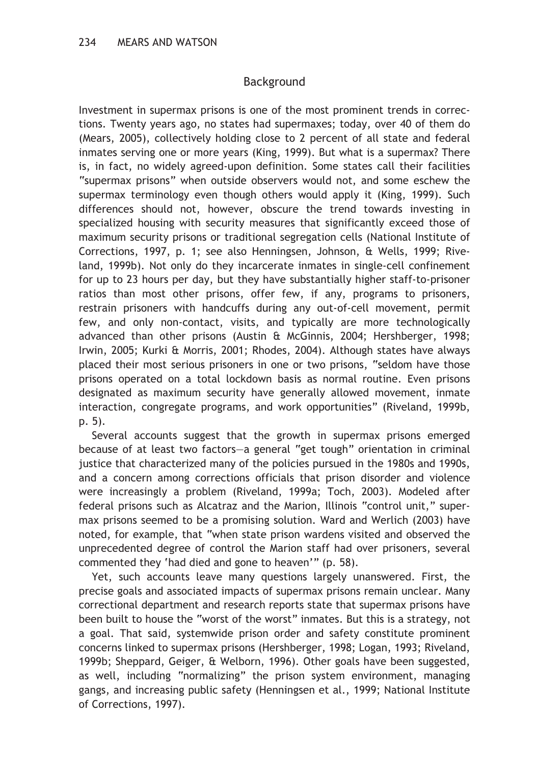## Background

Investment in supermax prisons is one of the most prominent trends in corrections. Twenty years ago, no states had supermaxes; today, over 40 of them do (Mears, 2005), collectively holding close to 2 percent of all state and federal inmates serving one or more years (King, 1999). But what is a supermax? There is, in fact, no widely agreed-upon definition. Some states call their facilities "supermax prisons" when outside observers would not, and some eschew the supermax terminology even though others would apply it (King, 1999). Such differences should not, however, obscure the trend towards investing in specialized housing with security measures that significantly exceed those of maximum security prisons or traditional segregation cells (National Institute of Corrections, 1997, p. 1; see also Henningsen, Johnson, & Wells, 1999; Riveland, 1999b). Not only do they incarcerate inmates in single-cell confinement for up to 23 hours per day, but they have substantially higher staff-to-prisoner ratios than most other prisons, offer few, if any, programs to prisoners, restrain prisoners with handcuffs during any out-of-cell movement, permit few, and only non-contact, visits, and typically are more technologically advanced than other prisons (Austin & McGinnis, 2004; Hershberger, 1998; Irwin, 2005; Kurki & Morris, 2001; Rhodes, 2004). Although states have always placed their most serious prisoners in one or two prisons, "seldom have those prisons operated on a total lockdown basis as normal routine. Even prisons designated as maximum security have generally allowed movement, inmate interaction, congregate programs, and work opportunities" (Riveland, 1999b, p. 5).

Several accounts suggest that the growth in supermax prisons emerged because of at least two factors—a general "get tough" orientation in criminal justice that characterized many of the policies pursued in the 1980s and 1990s, and a concern among corrections officials that prison disorder and violence were increasingly a problem (Riveland, 1999a; Toch, 2003). Modeled after federal prisons such as Alcatraz and the Marion, Illinois "control unit," supermax prisons seemed to be a promising solution. Ward and Werlich (2003) have noted, for example, that "when state prison wardens visited and observed the unprecedented degree of control the Marion staff had over prisoners, several commented they 'had died and gone to heaven'" (p. 58).

Yet, such accounts leave many questions largely unanswered. First, the precise goals and associated impacts of supermax prisons remain unclear. Many correctional department and research reports state that supermax prisons have been built to house the "worst of the worst" inmates. But this is a strategy, not a goal. That said, systemwide prison order and safety constitute prominent concerns linked to supermax prisons (Hershberger, 1998; Logan, 1993; Riveland, 1999b; Sheppard, Geiger, & Welborn, 1996). Other goals have been suggested, as well, including "normalizing" the prison system environment, managing gangs, and increasing public safety (Henningsen et al., 1999; National Institute of Corrections, 1997).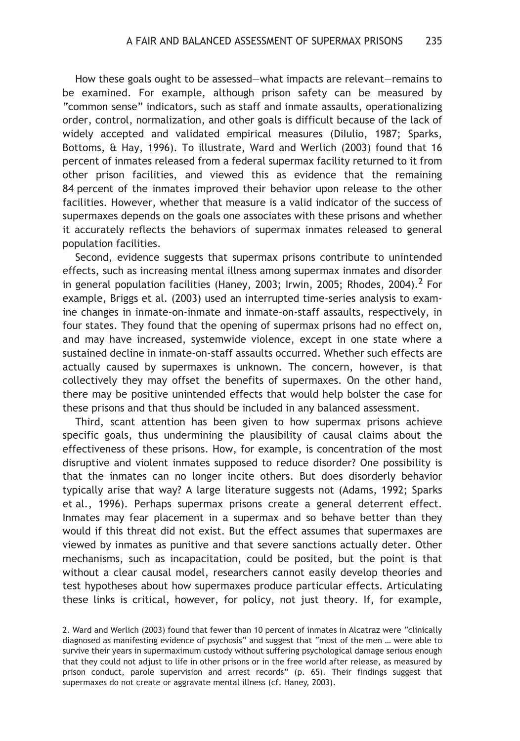How these goals ought to be assessed—what impacts are relevant—remains to be examined. For example, although prison safety can be measured by "common sense" indicators, such as staff and inmate assaults, operationalizing order, control, normalization, and other goals is difficult because of the lack of widely accepted and validated empirical measures (DiIulio, 1987; Sparks, Bottoms, & Hay, 1996). To illustrate, Ward and Werlich (2003) found that 16 percent of inmates released from a federal supermax facility returned to it from other prison facilities, and viewed this as evidence that the remaining 84 percent of the inmates improved their behavior upon release to the other facilities. However, whether that measure is a valid indicator of the success of supermaxes depends on the goals one associates with these prisons and whether it accurately reflects the behaviors of supermax inmates released to general population facilities.

Second, evidence suggests that supermax prisons contribute to unintended effects, such as increasing mental illness among supermax inmates and disorder in general population facilities (Haney, 2003; Irwin, 2005; Rhodes, 2004).[2] For example, Briggs et al. (2003) used an interrupted time-series analysis to examine changes in inmate-on-inmate and inmate-on-staff assaults, respectively, in four states. They found that the opening of supermax prisons had no effect on, and may have increased, systemwide violence, except in one state where a sustained decline in inmate-on-staff assaults occurred. Whether such effects are actually caused by supermaxes is unknown. The concern, however, is that collectively they may offset the benefits of supermaxes. On the other hand, there may be positive unintended effects that would help bolster the case for these prisons and that thus should be included in any balanced assessment.

Third, scant attention has been given to how supermax prisons achieve specific goals, thus undermining the plausibility of causal claims about the effectiveness of these prisons. How, for example, is concentration of the most disruptive and violent inmates supposed to reduce disorder? One possibility is that the inmates can no longer incite others. But does disorderly behavior typically arise that way? A large literature suggests not (Adams, 1992; Sparks et al., 1996). Perhaps supermax prisons create a general deterrent effect. Inmates may fear placement in a supermax and so behave better than they would if this threat did not exist. But the effect assumes that supermaxes are viewed by inmates as punitive and that severe sanctions actually deter. Other mechanisms, such as incapacitation, could be posited, but the point is that without a clear causal model, researchers cannot easily develop theories and test hypotheses about how supermaxes produce particular effects. Articulating these links is critical, however, for policy, not just theory. If, for example,

2. Ward and Werlich (2003) found that fewer than 10 percent of inmates in Alcatraz were "clinically diagnosed as manifesting evidence of psychosis" and suggest that "most of the men … were able to survive their years in supermaximum custody without suffering psychological damage serious enough that they could not adjust to life in other prisons or in the free world after release, as measured by prison conduct, parole supervision and arrest records" (p. 65). Their findings suggest that supermaxes do not create or aggravate mental illness (cf. Haney, 2003).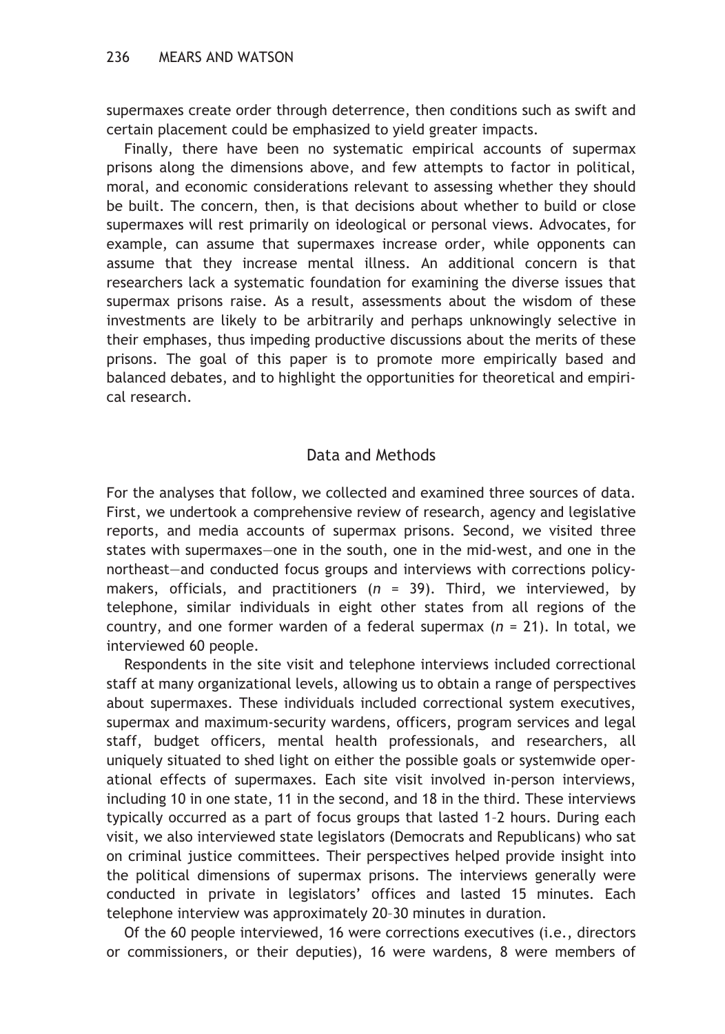supermaxes create order through deterrence, then conditions such as swift and certain placement could be emphasized to yield greater impacts.

Finally, there have been no systematic empirical accounts of supermax prisons along the dimensions above, and few attempts to factor in political, moral, and economic considerations relevant to assessing whether they should be built. The concern, then, is that decisions about whether to build or close supermaxes will rest primarily on ideological or personal views. Advocates, for example, can assume that supermaxes increase order, while opponents can assume that they increase mental illness. An additional concern is that researchers lack a systematic foundation for examining the diverse issues that supermax prisons raise. As a result, assessments about the wisdom of these investments are likely to be arbitrarily and perhaps unknowingly selective in their emphases, thus impeding productive discussions about the merits of these prisons. The goal of this paper is to promote more empirically based and balanced debates, and to highlight the opportunities for theoretical and empirical research.

## Data and Methods

For the analyses that follow, we collected and examined three sources of data. First, we undertook a comprehensive review of research, agency and legislative reports, and media accounts of supermax prisons. Second, we visited three states with supermaxes—one in the south, one in the mid-west, and one in the northeast—and conducted focus groups and interviews with corrections policymakers, officials, and practitioners ($n = 39$). Third, we interviewed, by telephone, similar individuals in eight other states from all regions of the country, and one former warden of a federal supermax ($n = 21$). In total, we interviewed 60 people.

Respondents in the site visit and telephone interviews included correctional staff at many organizational levels, allowing us to obtain a range of perspectives about supermaxes. These individuals included correctional system executives, supermax and maximum-security wardens, officers, program services and legal staff, budget officers, mental health professionals, and researchers, all uniquely situated to shed light on either the possible goals or systemwide operational effects of supermaxes. Each site visit involved in-person interviews, including 10 in one state, 11 in the second, and 18 in the third. These interviews typically occurred as a part of focus groups that lasted 1–2 hours. During each visit, we also interviewed state legislators (Democrats and Republicans) who sat on criminal justice committees. Their perspectives helped provide insight into the political dimensions of supermax prisons. The interviews generally were conducted in private in legislators' offices and lasted 15 minutes. Each telephone interview was approximately 20–30 minutes in duration.

Of the 60 people interviewed, 16 were corrections executives (i.e., directors or commissioners, or their deputies), 16 were wardens, 8 were members of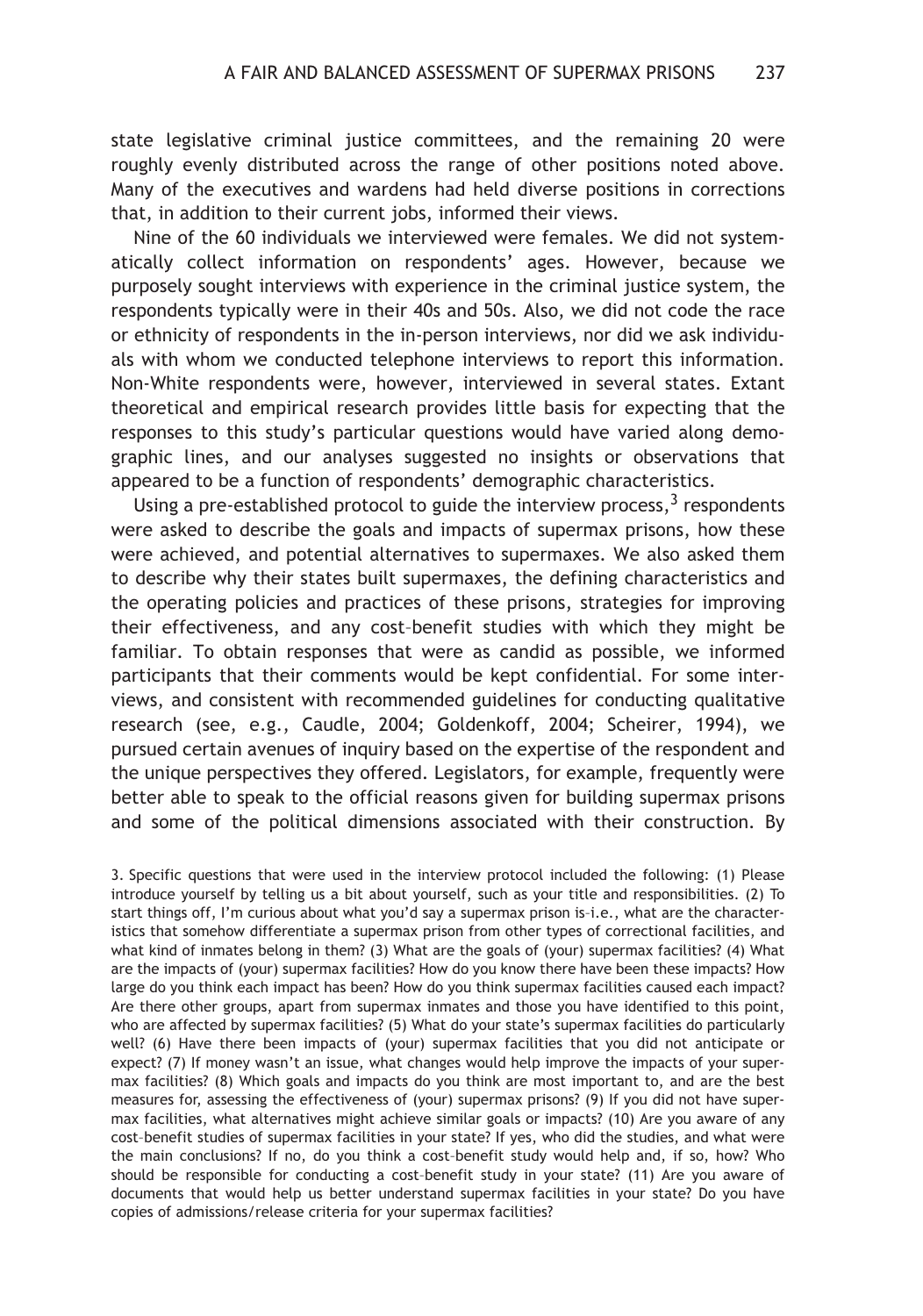state legislative criminal justice committees, and the remaining 20 were roughly evenly distributed across the range of other positions noted above. Many of the executives and wardens had held diverse positions in corrections that, in addition to their current jobs, informed their views.

Nine of the 60 individuals we interviewed were females. We did not systematically collect information on respondents' ages. However, because we purposely sought interviews with experience in the criminal justice system, the respondents typically were in their 40s and 50s. Also, we did not code the race or ethnicity of respondents in the in-person interviews, nor did we ask individuals with whom we conducted telephone interviews to report this information. Non-White respondents were, however, interviewed in several states. Extant theoretical and empirical research provides little basis for expecting that the responses to this study's particular questions would have varied along demographic lines, and our analyses suggested no insights or observations that appeared to be a function of respondents' demographic characteristics.

Using a pre-established protocol to guide the interview process,[3] respondents were asked to describe the goals and impacts of supermax prisons, how these were achieved, and potential alternatives to supermaxes. We also asked them to describe why their states built supermaxes, the defining characteristics and the operating policies and practices of these prisons, strategies for improving their effectiveness, and any cost–benefit studies with which they might be familiar. To obtain responses that were as candid as possible, we informed participants that their comments would be kept confidential. For some interviews, and consistent with recommended guidelines for conducting qualitative research (see, e.g., Caudle, 2004; Goldenkoff, 2004; Scheirer, 1994), we pursued certain avenues of inquiry based on the expertise of the respondent and the unique perspectives they offered. Legislators, for example, frequently were better able to speak to the official reasons given for building supermax prisons and some of the political dimensions associated with their construction. By

3. Specific questions that were used in the interview protocol included the following: (1) Please introduce yourself by telling us a bit about yourself, such as your title and responsibilities. (2) To start things off, I'm curious about what you'd say a supermax prison is–i.e., what are the characteristics that somehow differentiate a supermax prison from other types of correctional facilities, and what kind of inmates belong in them? (3) What are the goals of (your) supermax facilities? (4) What are the impacts of (your) supermax facilities? How do you know there have been these impacts? How large do you think each impact has been? How do you think supermax facilities caused each impact? Are there other groups, apart from supermax inmates and those you have identified to this point, who are affected by supermax facilities? (5) What do your state's supermax facilities do particularly well? (6) Have there been impacts of (your) supermax facilities that you did not anticipate or expect? (7) If money wasn't an issue, what changes would help improve the impacts of your supermax facilities? (8) Which goals and impacts do you think are most important to, and are the best measures for, assessing the effectiveness of (your) supermax prisons? (9) If you did not have supermax facilities, what alternatives might achieve similar goals or impacts? (10) Are you aware of any cost–benefit studies of supermax facilities in your state? If yes, who did the studies, and what were the main conclusions? If no, do you think a cost–benefit study would help and, if so, how? Who should be responsible for conducting a cost–benefit study in your state? (11) Are you aware of documents that would help us better understand supermax facilities in your state? Do you have copies of admissions/release criteria for your supermax facilities?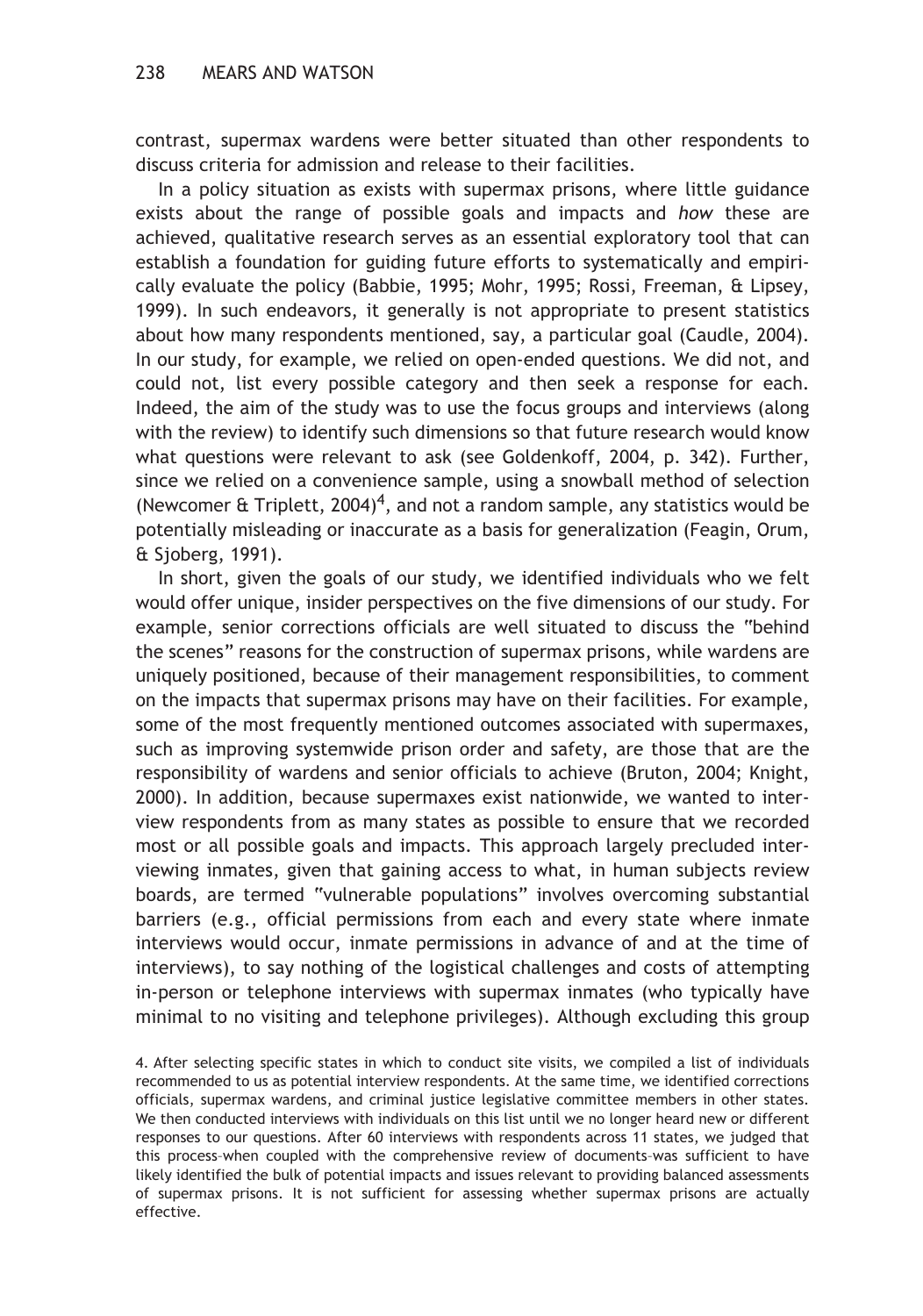contrast, supermax wardens were better situated than other respondents to discuss criteria for admission and release to their facilities.

In a policy situation as exists with supermax prisons, where little guidance exists about the range of possible goals and impacts and *how* these are achieved, qualitative research serves as an essential exploratory tool that can establish a foundation for guiding future efforts to systematically and empirically evaluate the policy (Babbie, 1995; Mohr, 1995; Rossi, Freeman, & Lipsey, 1999). In such endeavors, it generally is not appropriate to present statistics about how many respondents mentioned, say, a particular goal (Caudle, 2004). In our study, for example, we relied on open-ended questions. We did not, and could not, list every possible category and then seek a response for each. Indeed, the aim of the study was to use the focus groups and interviews (along with the review) to identify such dimensions so that future research would know what questions were relevant to ask (see Goldenkoff, 2004, p. 342). Further, since we relied on a convenience sample, using a snowball method of selection (Newcomer & Triplett, 2004)[4], and not a random sample, any statistics would be potentially misleading or inaccurate as a basis for generalization (Feagin, Orum, & Sjoberg, 1991).

In short, given the goals of our study, we identified individuals who we felt would offer unique, insider perspectives on the five dimensions of our study. For example, senior corrections officials are well situated to discuss the "behind the scenes" reasons for the construction of supermax prisons, while wardens are uniquely positioned, because of their management responsibilities, to comment on the impacts that supermax prisons may have on their facilities. For example, some of the most frequently mentioned outcomes associated with supermaxes, such as improving systemwide prison order and safety, are those that are the responsibility of wardens and senior officials to achieve (Bruton, 2004; Knight, 2000). In addition, because supermaxes exist nationwide, we wanted to interview respondents from as many states as possible to ensure that we recorded most or all possible goals and impacts. This approach largely precluded interviewing inmates, given that gaining access to what, in human subjects review boards, are termed "vulnerable populations" involves overcoming substantial barriers (e.g., official permissions from each and every state where inmate interviews would occur, inmate permissions in advance of and at the time of interviews), to say nothing of the logistical challenges and costs of attempting in-person or telephone interviews with supermax inmates (who typically have minimal to no visiting and telephone privileges). Although excluding this group

4. After selecting specific states in which to conduct site visits, we compiled a list of individuals recommended to us as potential interview respondents. At the same time, we identified corrections officials, supermax wardens, and criminal justice legislative committee members in other states. We then conducted interviews with individuals on this list until we no longer heard new or different responses to our questions. After 60 interviews with respondents across 11 states, we judged that this process–when coupled with the comprehensive review of documents–was sufficient to have likely identified the bulk of potential impacts and issues relevant to providing balanced assessments of supermax prisons. It is not sufficient for assessing whether supermax prisons are actually effective.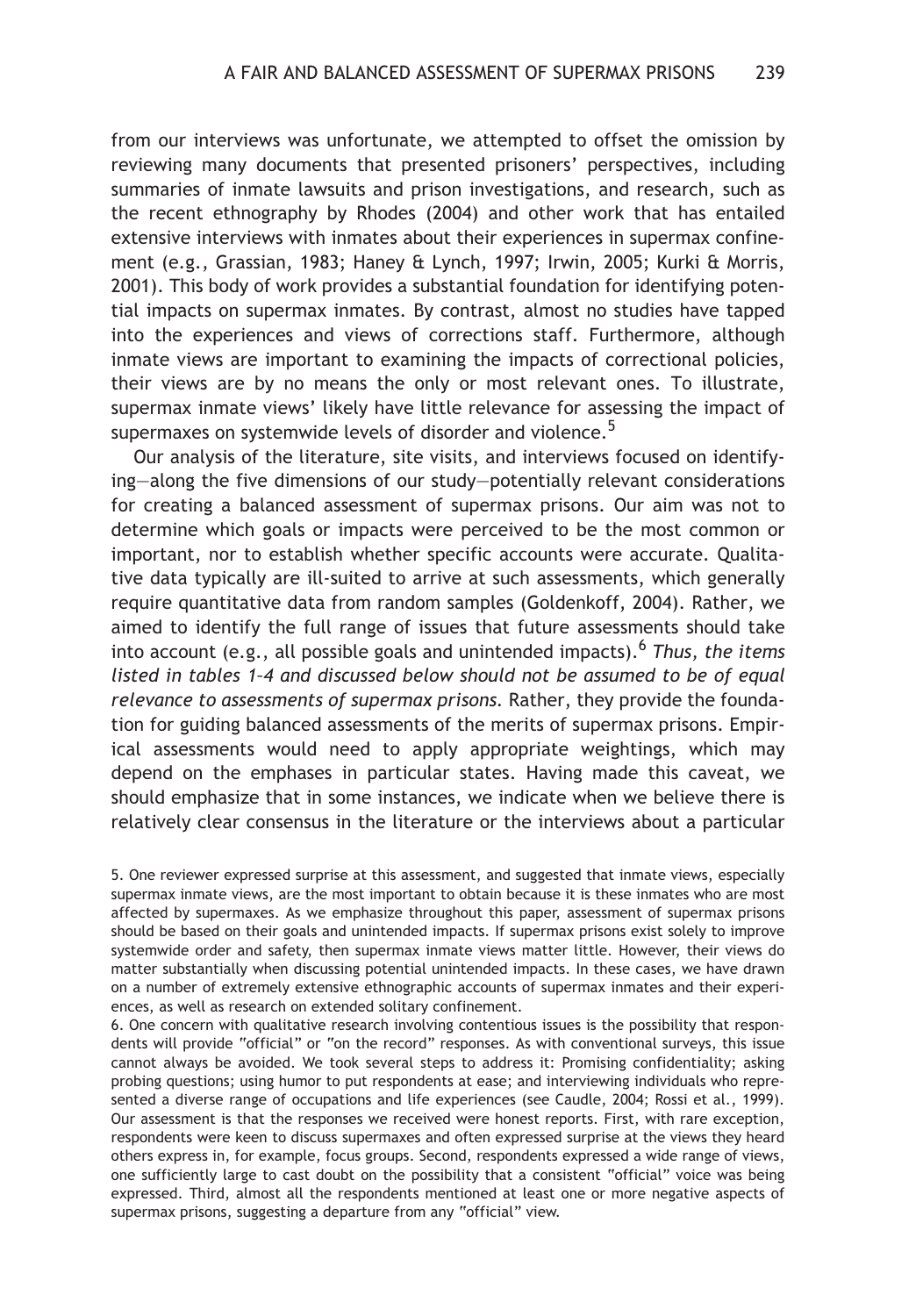from our interviews was unfortunate, we attempted to offset the omission by reviewing many documents that presented prisoners' perspectives, including summaries of inmate lawsuits and prison investigations, and research, such as the recent ethnography by Rhodes (2004) and other work that has entailed extensive interviews with inmates about their experiences in supermax confinement (e.g., Grassian, 1983; Haney & Lynch, 1997; Irwin, 2005; Kurki & Morris, 2001). This body of work provides a substantial foundation for identifying potential impacts on supermax inmates. By contrast, almost no studies have tapped into the experiences and views of corrections staff. Furthermore, although inmate views are important to examining the impacts of correctional policies, their views are by no means the only or most relevant ones. To illustrate, supermax inmate views' likely have little relevance for assessing the impact of supermaxes on systemwide levels of disorder and violence.[5]

Our analysis of the literature, site visits, and interviews focused on identifying—along the five dimensions of our study—potentially relevant considerations for creating a balanced assessment of supermax prisons. Our aim was not to determine which goals or impacts were perceived to be the most common or important, nor to establish whether specific accounts were accurate. Qualitative data typically are ill-suited to arrive at such assessments, which generally require quantitative data from random samples (Goldenkoff, 2004). Rather, we aimed to identify the full range of issues that future assessments should take into account (e.g., all possible goals and unintended impacts).[6] *Thus, the items listed in tables 1–4 and discussed below should not be assumed to be of equal relevance to assessments of supermax prisons.* Rather, they provide the foundation for guiding balanced assessments of the merits of supermax prisons. Empirical assessments would need to apply appropriate weightings, which may depend on the emphases in particular states. Having made this caveat, we should emphasize that in some instances, we indicate when we believe there is relatively clear consensus in the literature or the interviews about a particular

5. One reviewer expressed surprise at this assessment, and suggested that inmate views, especially supermax inmate views, are the most important to obtain because it is these inmates who are most affected by supermaxes. As we emphasize throughout this paper, assessment of supermax prisons should be based on their goals and unintended impacts. If supermax prisons exist solely to improve systemwide order and safety, then supermax inmate views matter little. However, their views do matter substantially when discussing potential unintended impacts. In these cases, we have drawn on a number of extremely extensive ethnographic accounts of supermax inmates and their experiences, as well as research on extended solitary confinement.

6. One concern with qualitative research involving contentious issues is the possibility that respondents will provide "official" or "on the record" responses. As with conventional surveys, this issue cannot always be avoided. We took several steps to address it: Promising confidentiality; asking probing questions; using humor to put respondents at ease; and interviewing individuals who represented a diverse range of occupations and life experiences (see Caudle, 2004; Rossi et al., 1999). Our assessment is that the responses we received were honest reports. First, with rare exception, respondents were keen to discuss supermaxes and often expressed surprise at the views they heard others express in, for example, focus groups. Second, respondents expressed a wide range of views, one sufficiently large to cast doubt on the possibility that a consistent "official" voice was being expressed. Third, almost all the respondents mentioned at least one or more negative aspects of supermax prisons, suggesting a departure from any "official" view.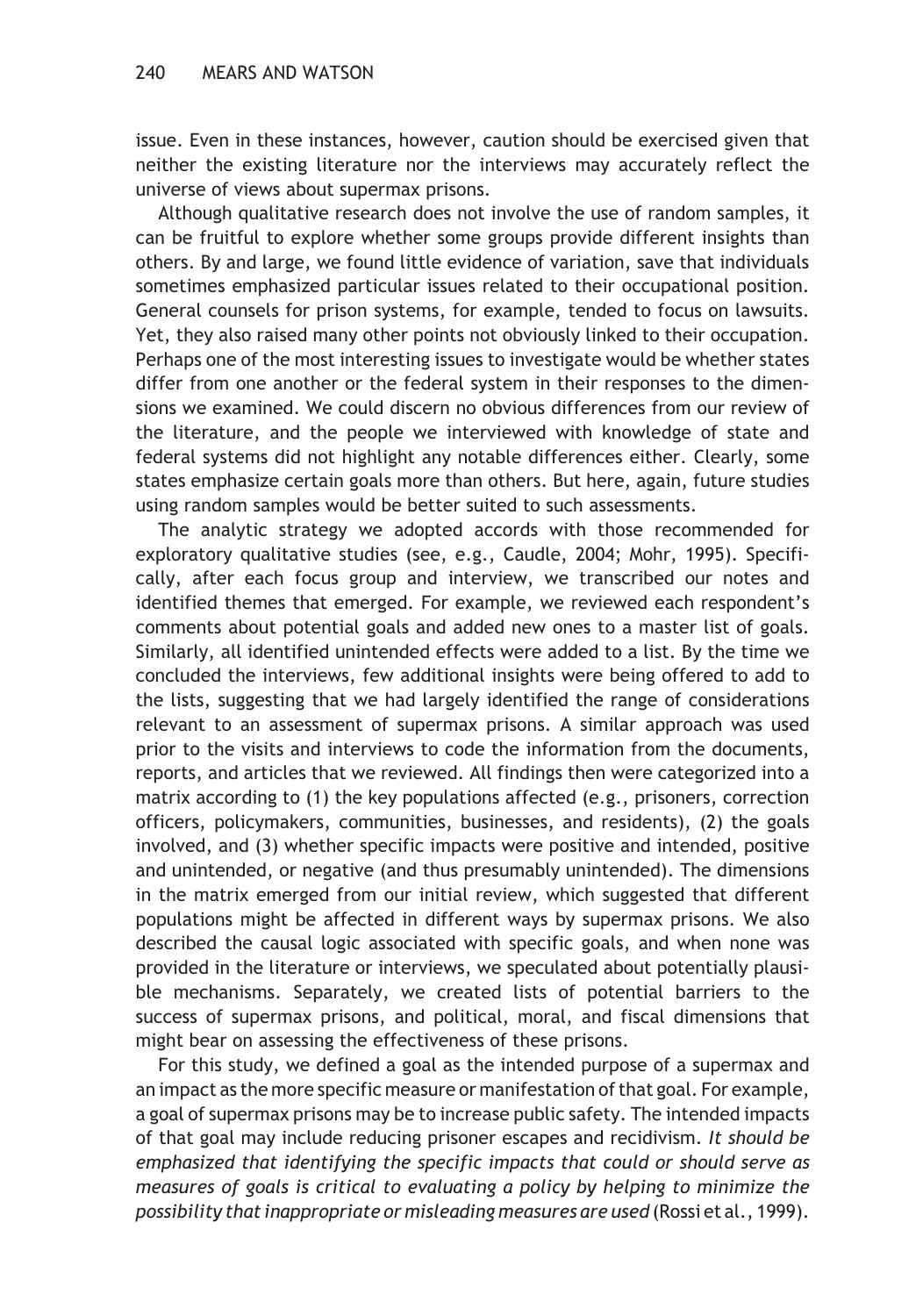issue. Even in these instances, however, caution should be exercised given that neither the existing literature nor the interviews may accurately reflect the universe of views about supermax prisons.

Although qualitative research does not involve the use of random samples, it can be fruitful to explore whether some groups provide different insights than others. By and large, we found little evidence of variation, save that individuals sometimes emphasized particular issues related to their occupational position. General counsels for prison systems, for example, tended to focus on lawsuits. Yet, they also raised many other points not obviously linked to their occupation. Perhaps one of the most interesting issues to investigate would be whether states differ from one another or the federal system in their responses to the dimensions we examined. We could discern no obvious differences from our review of the literature, and the people we interviewed with knowledge of state and federal systems did not highlight any notable differences either. Clearly, some states emphasize certain goals more than others. But here, again, future studies using random samples would be better suited to such assessments.

The analytic strategy we adopted accords with those recommended for exploratory qualitative studies (see, e.g., Caudle, 2004; Mohr, 1995). Specifically, after each focus group and interview, we transcribed our notes and identified themes that emerged. For example, we reviewed each respondent's comments about potential goals and added new ones to a master list of goals. Similarly, all identified unintended effects were added to a list. By the time we concluded the interviews, few additional insights were being offered to add to the lists, suggesting that we had largely identified the range of considerations relevant to an assessment of supermax prisons. A similar approach was used prior to the visits and interviews to code the information from the documents, reports, and articles that we reviewed. All findings then were categorized into a matrix according to (1) the key populations affected (e.g., prisoners, correction officers, policymakers, communities, businesses, and residents), (2) the goals involved, and (3) whether specific impacts were positive and intended, positive and unintended, or negative (and thus presumably unintended). The dimensions in the matrix emerged from our initial review, which suggested that different populations might be affected in different ways by supermax prisons. We also described the causal logic associated with specific goals, and when none was provided in the literature or interviews, we speculated about potentially plausible mechanisms. Separately, we created lists of potential barriers to the success of supermax prisons, and political, moral, and fiscal dimensions that might bear on assessing the effectiveness of these prisons.

For this study, we defined a goal as the intended purpose of a supermax and an impact as the more specific measure or manifestation of that goal. For example, a goal of supermax prisons may be to increase public safety. The intended impacts of that goal may include reducing prisoner escapes and recidivism. *It should be emphasized that identifying the specific impacts that could or should serve as measures of goals is critical to evaluating a policy by helping to minimize the possibility that inappropriate or misleading measures are used* (Rossi et al., 1999).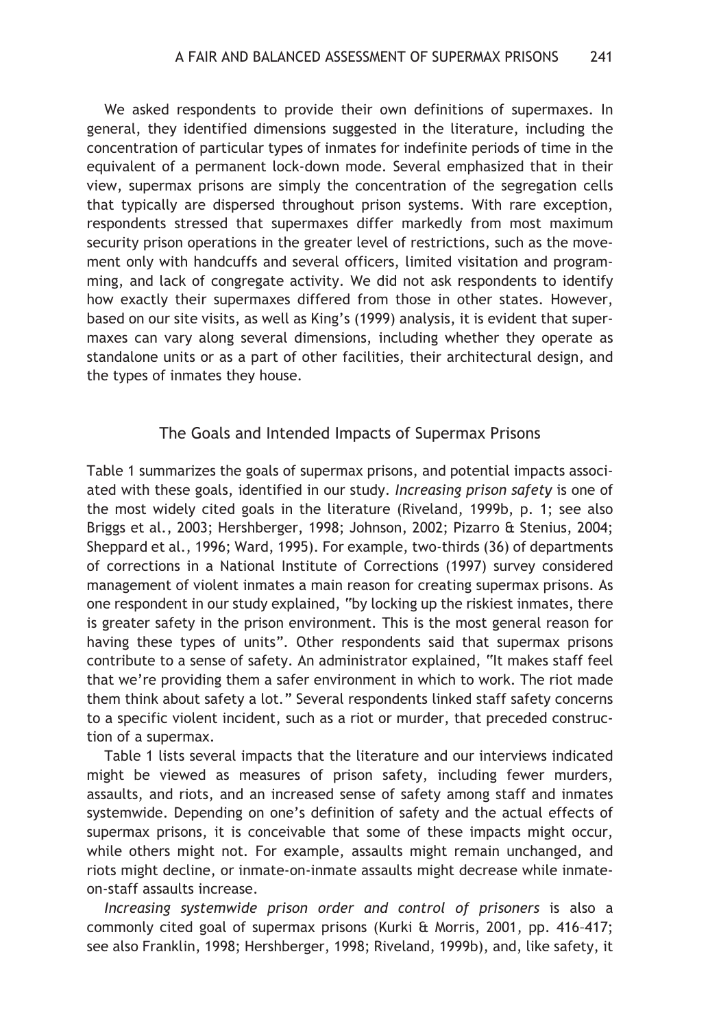We asked respondents to provide their own definitions of supermaxes. In general, they identified dimensions suggested in the literature, including the concentration of particular types of inmates for indefinite periods of time in the equivalent of a permanent lock-down mode. Several emphasized that in their view, supermax prisons are simply the concentration of the segregation cells that typically are dispersed throughout prison systems. With rare exception, respondents stressed that supermaxes differ markedly from most maximum security prison operations in the greater level of restrictions, such as the movement only with handcuffs and several officers, limited visitation and programming, and lack of congregate activity. We did not ask respondents to identify how exactly their supermaxes differed from those in other states. However, based on our site visits, as well as King's (1999) analysis, it is evident that supermaxes can vary along several dimensions, including whether they operate as standalone units or as a part of other facilities, their architectural design, and the types of inmates they house.

## The Goals and Intended Impacts of Supermax Prisons

Table 1 summarizes the goals of supermax prisons, and potential impacts associated with these goals, identified in our study. *Increasing prison safety* is one of the most widely cited goals in the literature (Riveland, 1999b, p. 1; see also Briggs et al., 2003; Hershberger, 1998; Johnson, 2002; Pizarro & Stenius, 2004; Sheppard et al., 1996; Ward, 1995). For example, two-thirds (36) of departments of corrections in a National Institute of Corrections (1997) survey considered management of violent inmates a main reason for creating supermax prisons. As one respondent in our study explained, "by locking up the riskiest inmates, there is greater safety in the prison environment. This is the most general reason for having these types of units". Other respondents said that supermax prisons contribute to a sense of safety. An administrator explained, "It makes staff feel that we're providing them a safer environment in which to work. The riot made them think about safety a lot." Several respondents linked staff safety concerns to a specific violent incident, such as a riot or murder, that preceded construction of a supermax.

Table 1 lists several impacts that the literature and our interviews indicated might be viewed as measures of prison safety, including fewer murders, assaults, and riots, and an increased sense of safety among staff and inmates systemwide. Depending on one's definition of safety and the actual effects of supermax prisons, it is conceivable that some of these impacts might occur, while others might not. For example, assaults might remain unchanged, and riots might decline, or inmate-on-inmate assaults might decrease while inmate-on-staff assaults increase.

*Increasing systemwide prison order and control of prisoners* is also a commonly cited goal of supermax prisons (Kurki & Morris, 2001, pp. 416–417; see also Franklin, 1998; Hershberger, 1998; Riveland, 1999b), and, like safety, it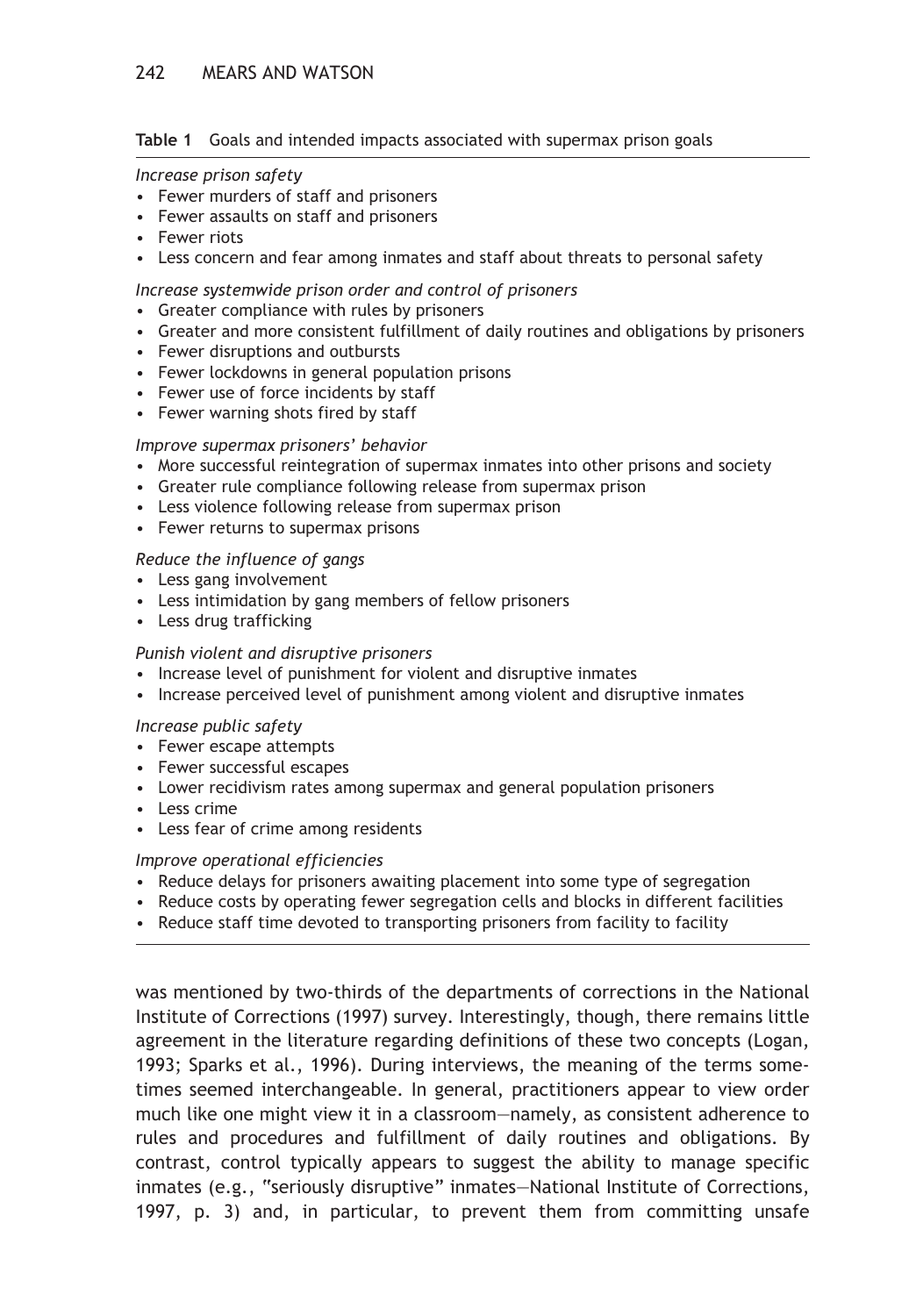**Table 1** Goals and intended impacts associated with supermax prison goals

*Increase prison safety*

- Fewer murders of staff and prisoners
- Fewer assaults on staff and prisoners
- Fewer riots
- Less concern and fear among inmates and staff about threats to personal safety

*Increase systemwide prison order and control of prisoners*

- Greater compliance with rules by prisoners
- Greater and more consistent fulfillment of daily routines and obligations by prisoners
- Fewer disruptions and outbursts
- Fewer lockdowns in general population prisons
- Fewer use of force incidents by staff
- Fewer warning shots fired by staff

*Improve supermax prisoners' behavior*

- More successful reintegration of supermax inmates into other prisons and society
- Greater rule compliance following release from supermax prison
- Less violence following release from supermax prison
- Fewer returns to supermax prisons

*Reduce the influence of gangs*

- Less gang involvement
- Less intimidation by gang members of fellow prisoners
- Less drug trafficking

*Punish violent and disruptive prisoners*

- Increase level of punishment for violent and disruptive inmates
- Increase perceived level of punishment among violent and disruptive inmates

*Increase public safety*

- Fewer escape attempts
- Fewer successful escapes
- Lower recidivism rates among supermax and general population prisoners
- Less crime
- Less fear of crime among residents

*Improve operational efficiencies*

- Reduce delays for prisoners awaiting placement into some type of segregation
- Reduce costs by operating fewer segregation cells and blocks in different facilities
- Reduce staff time devoted to transporting prisoners from facility to facility

was mentioned by two-thirds of the departments of corrections in the National Institute of Corrections (1997) survey. Interestingly, though, there remains little agreement in the literature regarding definitions of these two concepts (Logan, 1993; Sparks et al., 1996). During interviews, the meaning of the terms sometimes seemed interchangeable. In general, practitioners appear to view order much like one might view it in a classroom—namely, as consistent adherence to rules and procedures and fulfillment of daily routines and obligations. By contrast, control typically appears to suggest the ability to manage specific inmates (e.g., "seriously disruptive" inmates—National Institute of Corrections, 1997, p. 3) and, in particular, to prevent them from committing unsafe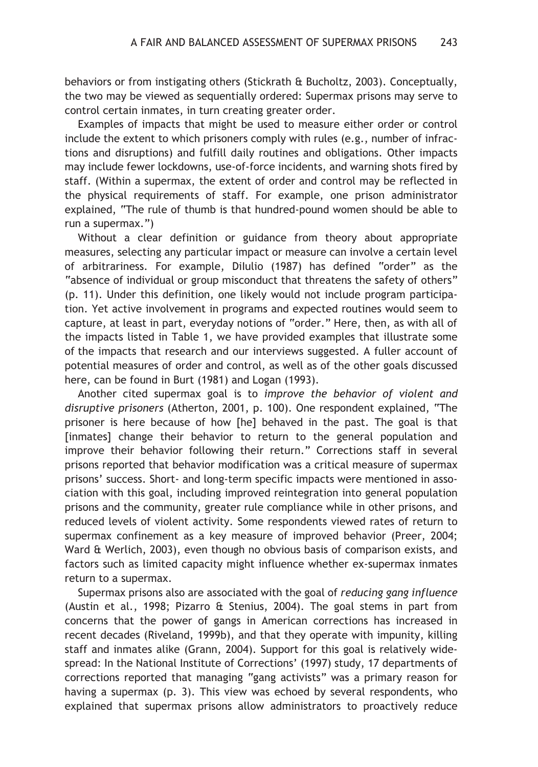behaviors or from instigating others (Stickrath & Bucholtz, 2003). Conceptually, the two may be viewed as sequentially ordered: Supermax prisons may serve to control certain inmates, in turn creating greater order.

Examples of impacts that might be used to measure either order or control include the extent to which prisoners comply with rules (e.g., number of infractions and disruptions) and fulfill daily routines and obligations. Other impacts may include fewer lockdowns, use-of-force incidents, and warning shots fired by staff. (Within a supermax, the extent of order and control may be reflected in the physical requirements of staff. For example, one prison administrator explained, "The rule of thumb is that hundred-pound women should be able to run a supermax.")

Without a clear definition or guidance from theory about appropriate measures, selecting any particular impact or measure can involve a certain level of arbitrariness. For example, DiIulio (1987) has defined "order" as the "absence of individual or group misconduct that threatens the safety of others" (p. 11). Under this definition, one likely would not include program participation. Yet active involvement in programs and expected routines would seem to capture, at least in part, everyday notions of "order." Here, then, as with all of the impacts listed in Table 1, we have provided examples that illustrate some of the impacts that research and our interviews suggested. A fuller account of potential measures of order and control, as well as of the other goals discussed here, can be found in Burt (1981) and Logan (1993).

Another cited supermax goal is to *improve the behavior of violent and disruptive prisoners* (Atherton, 2001, p. 100). One respondent explained, "The prisoner is here because of how [he] behaved in the past. The goal is that [inmates] change their behavior to return to the general population and improve their behavior following their return." Corrections staff in several prisons reported that behavior modification was a critical measure of supermax prisons' success. Short- and long-term specific impacts were mentioned in association with this goal, including improved reintegration into general population prisons and the community, greater rule compliance while in other prisons, and reduced levels of violent activity. Some respondents viewed rates of return to supermax confinement as a key measure of improved behavior (Preer, 2004; Ward & Werlich, 2003), even though no obvious basis of comparison exists, and factors such as limited capacity might influence whether ex-supermax inmates return to a supermax.

Supermax prisons also are associated with the goal of *reducing gang influence* (Austin et al., 1998; Pizarro & Stenius, 2004). The goal stems in part from concerns that the power of gangs in American corrections has increased in recent decades (Riveland, 1999b), and that they operate with impunity, killing staff and inmates alike (Grann, 2004). Support for this goal is relatively widespread: In the National Institute of Corrections' (1997) study, 17 departments of corrections reported that managing "gang activists" was a primary reason for having a supermax (p. 3). This view was echoed by several respondents, who explained that supermax prisons allow administrators to proactively reduce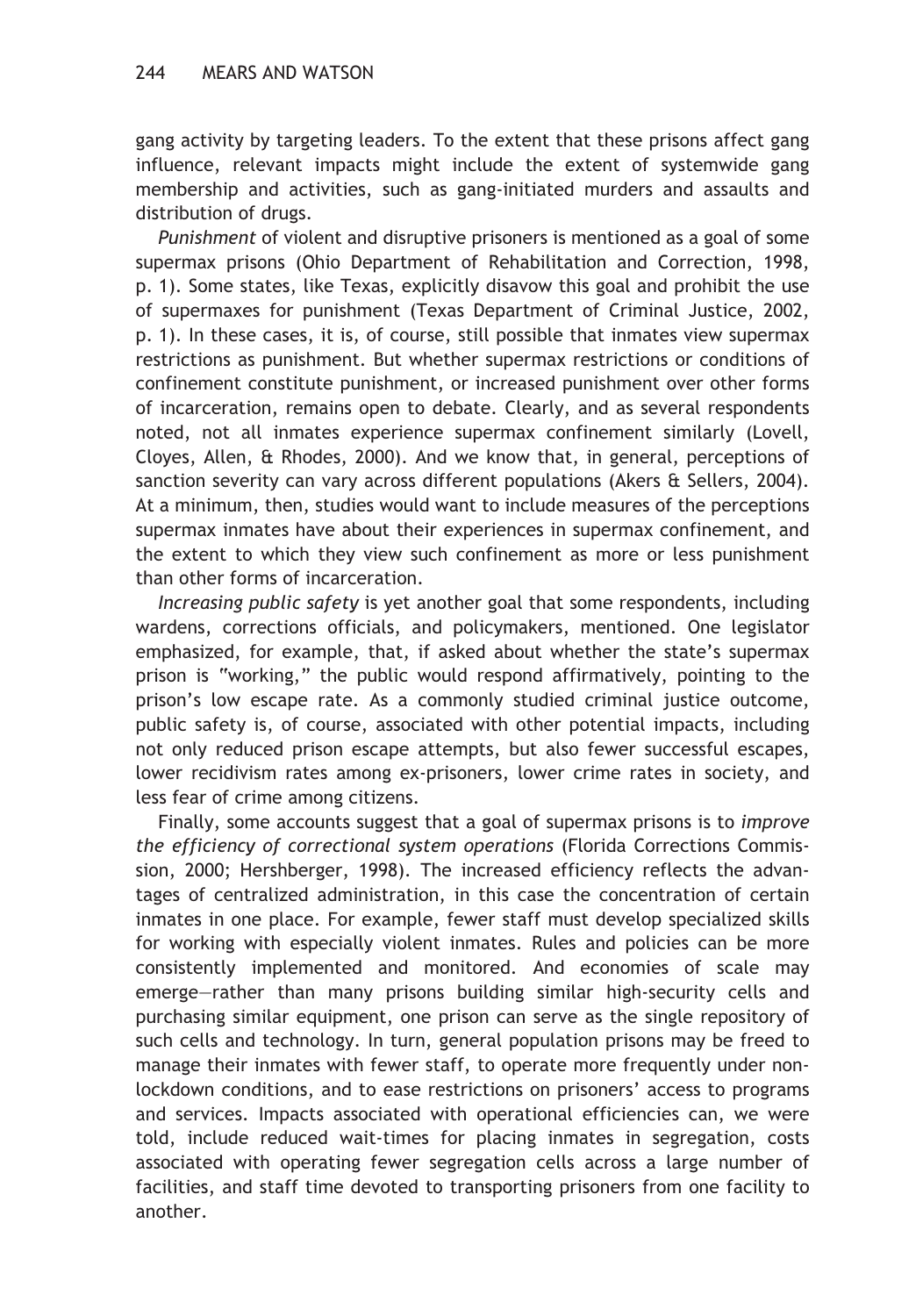gang activity by targeting leaders. To the extent that these prisons affect gang influence, relevant impacts might include the extent of systemwide gang membership and activities, such as gang-initiated murders and assaults and distribution of drugs.

*Punishment* of violent and disruptive prisoners is mentioned as a goal of some supermax prisons (Ohio Department of Rehabilitation and Correction, 1998, p. 1). Some states, like Texas, explicitly disavow this goal and prohibit the use of supermaxes for punishment (Texas Department of Criminal Justice, 2002, p. 1). In these cases, it is, of course, still possible that inmates view supermax restrictions as punishment. But whether supermax restrictions or conditions of confinement constitute punishment, or increased punishment over other forms of incarceration, remains open to debate. Clearly, and as several respondents noted, not all inmates experience supermax confinement similarly (Lovell, Cloyes, Allen, & Rhodes, 2000). And we know that, in general, perceptions of sanction severity can vary across different populations (Akers & Sellers, 2004). At a minimum, then, studies would want to include measures of the perceptions supermax inmates have about their experiences in supermax confinement, and the extent to which they view such confinement as more or less punishment than other forms of incarceration.

*Increasing public safety* is yet another goal that some respondents, including wardens, corrections officials, and policymakers, mentioned. One legislator emphasized, for example, that, if asked about whether the state's supermax prison is "working," the public would respond affirmatively, pointing to the prison's low escape rate. As a commonly studied criminal justice outcome, public safety is, of course, associated with other potential impacts, including not only reduced prison escape attempts, but also fewer successful escapes, lower recidivism rates among ex-prisoners, lower crime rates in society, and less fear of crime among citizens.

Finally, some accounts suggest that a goal of supermax prisons is to *improve the efficiency of correctional system operations* (Florida Corrections Commission, 2000; Hershberger, 1998). The increased efficiency reflects the advantages of centralized administration, in this case the concentration of certain inmates in one place. For example, fewer staff must develop specialized skills for working with especially violent inmates. Rules and policies can be more consistently implemented and monitored. And economies of scale may emerge—rather than many prisons building similar high-security cells and purchasing similar equipment, one prison can serve as the single repository of such cells and technology. In turn, general population prisons may be freed to manage their inmates with fewer staff, to operate more frequently under non-lockdown conditions, and to ease restrictions on prisoners' access to programs and services. Impacts associated with operational efficiencies can, we were told, include reduced wait-times for placing inmates in segregation, costs associated with operating fewer segregation cells across a large number of facilities, and staff time devoted to transporting prisoners from one facility to another.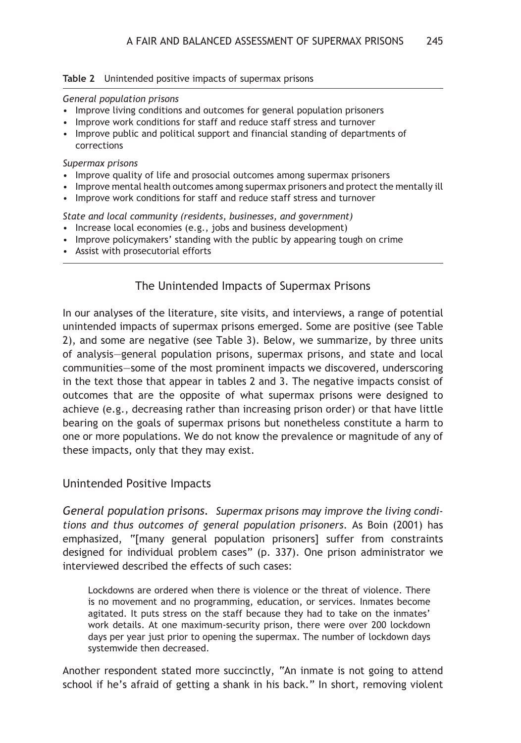**Table 2** Unintended positive impacts of supermax prisons

*General population prisons*

- Improve living conditions and outcomes for general population prisoners
- Improve work conditions for staff and reduce staff stress and turnover
- Improve public and political support and financial standing of departments of corrections

*Supermax prisons*

- Improve quality of life and prosocial outcomes among supermax prisoners
- Improve mental health outcomes among supermax prisoners and protect the mentally ill
- Improve work conditions for staff and reduce staff stress and turnover

*State and local community (residents, businesses, and government)*

- Increase local economies (e.g., jobs and business development)
- Improve policymakers' standing with the public by appearing tough on crime
- Assist with prosecutorial efforts

## The Unintended Impacts of Supermax Prisons

In our analyses of the literature, site visits, and interviews, a range of potential unintended impacts of supermax prisons emerged. Some are positive (see Table 2), and some are negative (see Table 3). Below, we summarize, by three units of analysis—general population prisons, supermax prisons, and state and local communities—some of the most prominent impacts we discovered, underscoring in the text those that appear in tables 2 and 3. The negative impacts consist of outcomes that are the opposite of what supermax prisons were designed to achieve (e.g., decreasing rather than increasing prison order) or that have little bearing on the goals of supermax prisons but nonetheless constitute a harm to one or more populations. We do not know the prevalence or magnitude of any of these impacts, only that they may exist.

### Unintended Positive Impacts

*General population prisons. Supermax prisons may improve the living conditions and thus outcomes of general population prisoners.* As Boin (2001) has emphasized, "[many general population prisoners] suffer from constraints designed for individual problem cases" (p. 337). One prison administrator we interviewed described the effects of such cases:

> Lockdowns are ordered when there is violence or the threat of violence. There is no movement and no programming, education, or services. Inmates become agitated. It puts stress on the staff because they had to take on the inmates' work details. At one maximum-security prison, there were over 200 lockdown days per year just prior to opening the supermax. The number of lockdown days systemwide then decreased.

Another respondent stated more succinctly, "An inmate is not going to attend school if he's afraid of getting a shank in his back." In short, removing violent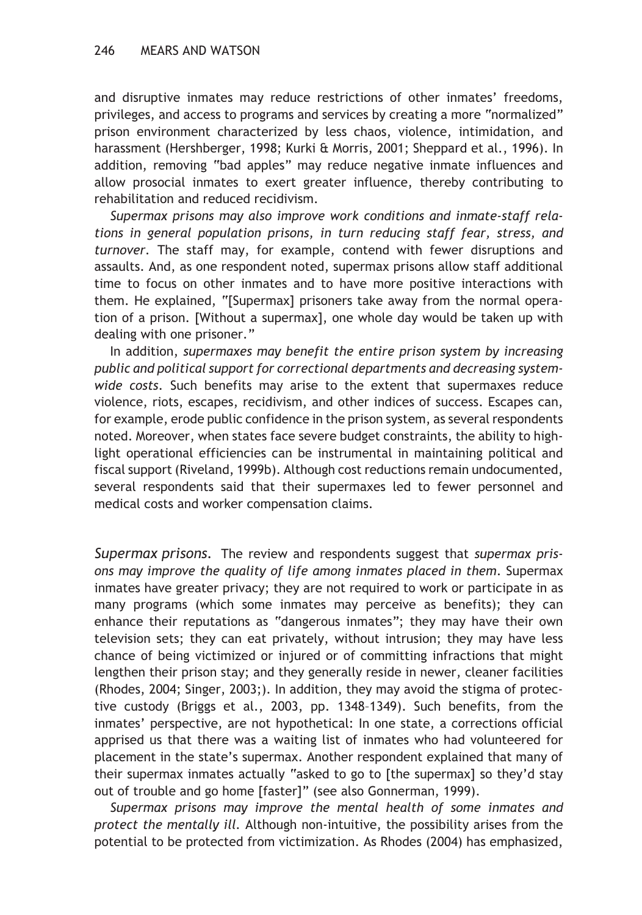and disruptive inmates may reduce restrictions of other inmates' freedoms, privileges, and access to programs and services by creating a more "normalized" prison environment characterized by less chaos, violence, intimidation, and harassment (Hershberger, 1998; Kurki & Morris, 2001; Sheppard et al., 1996). In addition, removing "bad apples" may reduce negative inmate influences and allow prosocial inmates to exert greater influence, thereby contributing to rehabilitation and reduced recidivism.

*Supermax prisons may also improve work conditions and inmate-staff relations in general population prisons, in turn reducing staff fear, stress, and turnover.* The staff may, for example, contend with fewer disruptions and assaults. And, as one respondent noted, supermax prisons allow staff additional time to focus on other inmates and to have more positive interactions with them. He explained, "[Supermax] prisoners take away from the normal operation of a prison. [Without a supermax], one whole day would be taken up with dealing with one prisoner."

In addition, *supermaxes may benefit the entire prison system by increasing public and political support for correctional departments and decreasing systemwide costs.* Such benefits may arise to the extent that supermaxes reduce violence, riots, escapes, recidivism, and other indices of success. Escapes can, for example, erode public confidence in the prison system, as several respondents noted. Moreover, when states face severe budget constraints, the ability to highlight operational efficiencies can be instrumental in maintaining political and fiscal support (Riveland, 1999b). Although cost reductions remain undocumented, several respondents said that their supermaxes led to fewer personnel and medical costs and worker compensation claims.

*Supermax prisons.* The review and respondents suggest that *supermax prisons may improve the quality of life among inmates placed in them.* Supermax inmates have greater privacy; they are not required to work or participate in as many programs (which some inmates may perceive as benefits); they can enhance their reputations as "dangerous inmates"; they may have their own television sets; they can eat privately, without intrusion; they may have less chance of being victimized or injured or of committing infractions that might lengthen their prison stay; and they generally reside in newer, cleaner facilities (Rhodes, 2004; Singer, 2003;). In addition, they may avoid the stigma of protective custody (Briggs et al., 2003, pp. 1348–1349). Such benefits, from the inmates' perspective, are not hypothetical: In one state, a corrections official apprised us that there was a waiting list of inmates who had volunteered for placement in the state's supermax. Another respondent explained that many of their supermax inmates actually "asked to go to [the supermax] so they'd stay out of trouble and go home [faster]" (see also Gonnerman, 1999).

*Supermax prisons may improve the mental health of some inmates and protect the mentally ill.* Although non-intuitive, the possibility arises from the potential to be protected from victimization. As Rhodes (2004) has emphasized,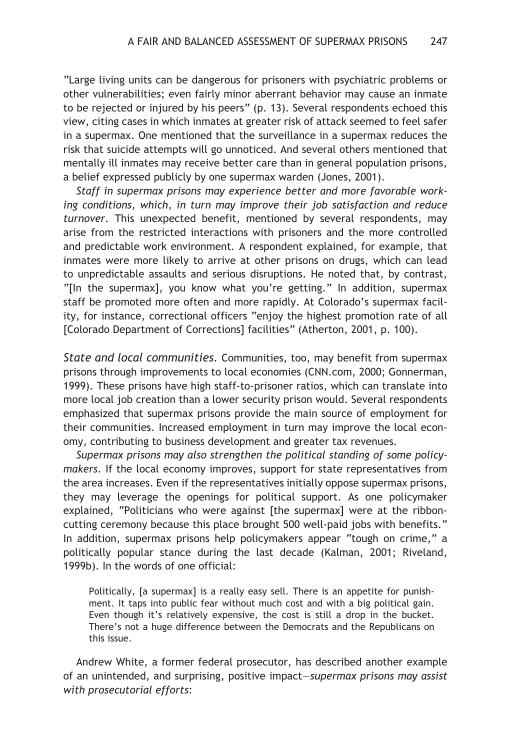"Large living units can be dangerous for prisoners with psychiatric problems or other vulnerabilities; even fairly minor aberrant behavior may cause an inmate to be rejected or injured by his peers" (p. 13). Several respondents echoed this view, citing cases in which inmates at greater risk of attack seemed to feel safer in a supermax. One mentioned that the surveillance in a supermax reduces the risk that suicide attempts will go unnoticed. And several others mentioned that mentally ill inmates may receive better care than in general population prisons, a belief expressed publicly by one supermax warden (Jones, 2001).

*Staff in supermax prisons may experience better and more favorable working conditions, which, in turn may improve their job satisfaction and reduce turnover*. This unexpected benefit, mentioned by several respondents, may arise from the restricted interactions with prisoners and the more controlled and predictable work environment. A respondent explained, for example, that inmates were more likely to arrive at other prisons on drugs, which can lead to unpredictable assaults and serious disruptions. He noted that, by contrast, "[In the supermax], you know what you're getting." In addition, supermax staff be promoted more often and more rapidly. At Colorado's supermax facility, for instance, correctional officers "enjoy the highest promotion rate of all [Colorado Department of Corrections] facilities" (Atherton, 2001, p. 100).

*State and local communities*. Communities, too, may benefit from supermax prisons through improvements to local economies (CNN.com, 2000; Gonnerman, 1999). These prisons have high staff-to-prisoner ratios, which can translate into more local job creation than a lower security prison would. Several respondents emphasized that supermax prisons provide the main source of employment for their communities. Increased employment in turn may improve the local economy, contributing to business development and greater tax revenues.

*Supermax prisons may also strengthen the political standing of some policymakers*. If the local economy improves, support for state representatives from the area increases. Even if the representatives initially oppose supermax prisons, they may leverage the openings for political support. As one policymaker explained, "Politicians who were against [the supermax] were at the ribbon-cutting ceremony because this place brought 500 well-paid jobs with benefits." In addition, supermax prisons help policymakers appear "tough on crime," a politically popular stance during the last decade (Kalman, 2001; Riveland, 1999b). In the words of one official:

> Politically, [a supermax] is a really easy sell. There is an appetite for punishment. It taps into public fear without much cost and with a big political gain. Even though it's relatively expensive, the cost is still a drop in the bucket. There's not a huge difference between the Democrats and the Republicans on this issue.

Andrew White, a former federal prosecutor, has described another example of an unintended, and surprising, positive impact—*supermax prisons may assist with prosecutorial efforts*: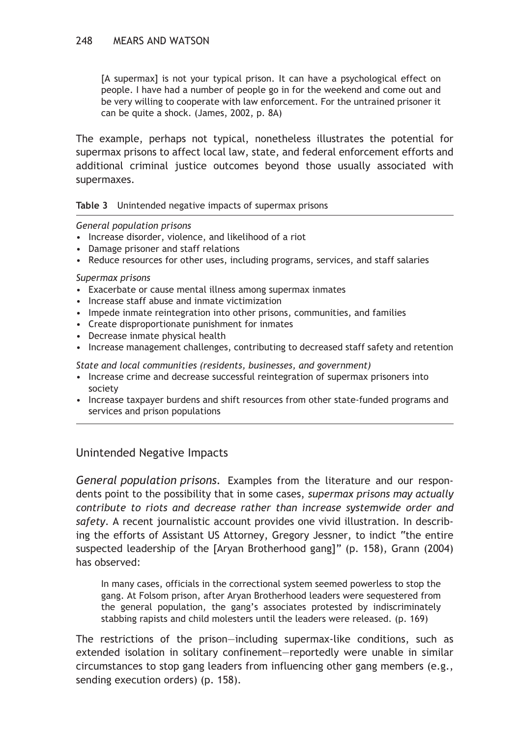> [A supermax] is not your typical prison. It can have a psychological effect on people. I have had a number of people go in for the weekend and come out and be very willing to cooperate with law enforcement. For the untrained prisoner it can be quite a shock. (James, 2002, p. 8A)

The example, perhaps not typical, nonetheless illustrates the potential for supermax prisons to affect local law, state, and federal enforcement efforts and additional criminal justice outcomes beyond those usually associated with supermaxes.

**Table 3** Unintended negative impacts of supermax prisons

*General population prisons*
- Increase disorder, violence, and likelihood of a riot
- Damage prisoner and staff relations
- Reduce resources for other uses, including programs, services, and staff salaries

*Supermax prisons*
- Exacerbate or cause mental illness among supermax inmates
- Increase staff abuse and inmate victimization
- Impede inmate reintegration into other prisons, communities, and families
- Create disproportionate punishment for inmates
- Decrease inmate physical health
- Increase management challenges, contributing to decreased staff safety and retention

*State and local communities (residents, businesses, and government)*
- Increase crime and decrease successful reintegration of supermax prisoners into society
- Increase taxpayer burdens and shift resources from other state-funded programs and services and prison populations

## Unintended Negative Impacts

*General population prisons.* Examples from the literature and our respondents point to the possibility that in some cases, *supermax prisons may actually contribute to riots and decrease rather than increase systemwide order and safety*. A recent journalistic account provides one vivid illustration. In describing the efforts of Assistant US Attorney, Gregory Jessner, to indict "the entire suspected leadership of the [Aryan Brotherhood gang]" (p. 158), Grann (2004) has observed:

> In many cases, officials in the correctional system seemed powerless to stop the gang. At Folsom prison, after Aryan Brotherhood leaders were sequestered from the general population, the gang's associates protested by indiscriminately stabbing rapists and child molesters until the leaders were released. (p. 169)

The restrictions of the prison—including supermax-like conditions, such as extended isolation in solitary confinement—reportedly were unable in similar circumstances to stop gang leaders from influencing other gang members (e.g., sending execution orders) (p. 158).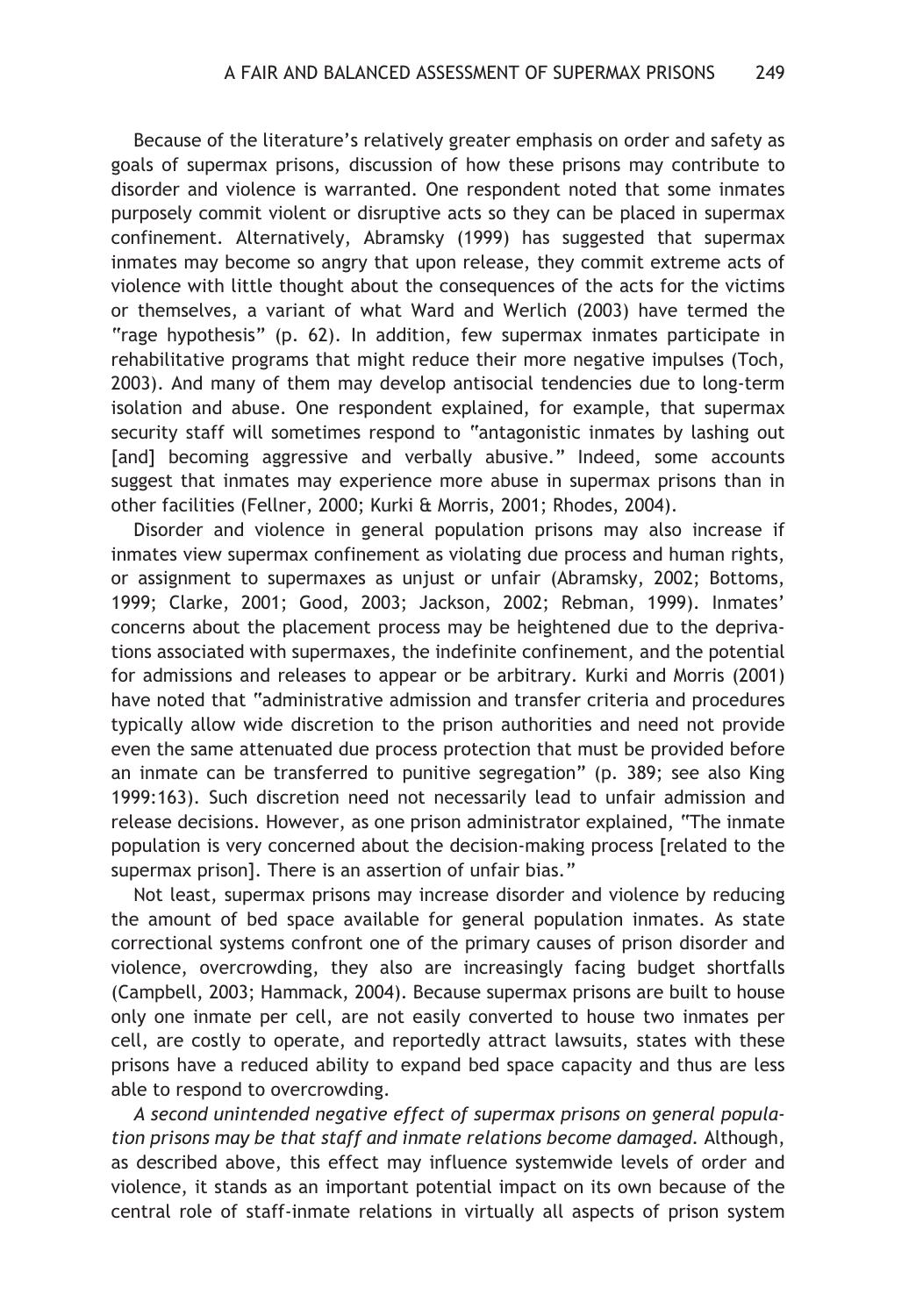Because of the literature's relatively greater emphasis on order and safety as goals of supermax prisons, discussion of how these prisons may contribute to disorder and violence is warranted. One respondent noted that some inmates purposely commit violent or disruptive acts so they can be placed in supermax confinement. Alternatively, Abramsky (1999) has suggested that supermax inmates may become so angry that upon release, they commit extreme acts of violence with little thought about the consequences of the acts for the victims or themselves, a variant of what Ward and Werlich (2003) have termed the "rage hypothesis" (p. 62). In addition, few supermax inmates participate in rehabilitative programs that might reduce their more negative impulses (Toch, 2003). And many of them may develop antisocial tendencies due to long-term isolation and abuse. One respondent explained, for example, that supermax security staff will sometimes respond to "antagonistic inmates by lashing out [and] becoming aggressive and verbally abusive." Indeed, some accounts suggest that inmates may experience more abuse in supermax prisons than in other facilities (Fellner, 2000; Kurki & Morris, 2001; Rhodes, 2004).

Disorder and violence in general population prisons may also increase if inmates view supermax confinement as violating due process and human rights, or assignment to supermaxes as unjust or unfair (Abramsky, 2002; Bottoms, 1999; Clarke, 2001; Good, 2003; Jackson, 2002; Rebman, 1999). Inmates' concerns about the placement process may be heightened due to the deprivations associated with supermaxes, the indefinite confinement, and the potential for admissions and releases to appear or be arbitrary. Kurki and Morris (2001) have noted that "administrative admission and transfer criteria and procedures typically allow wide discretion to the prison authorities and need not provide even the same attenuated due process protection that must be provided before an inmate can be transferred to punitive segregation" (p. 389; see also King 1999:163). Such discretion need not necessarily lead to unfair admission and release decisions. However, as one prison administrator explained, "The inmate population is very concerned about the decision-making process [related to the supermax prison]. There is an assertion of unfair bias."

Not least, supermax prisons may increase disorder and violence by reducing the amount of bed space available for general population inmates. As state correctional systems confront one of the primary causes of prison disorder and violence, overcrowding, they also are increasingly facing budget shortfalls (Campbell, 2003; Hammack, 2004). Because supermax prisons are built to house only one inmate per cell, are not easily converted to house two inmates per cell, are costly to operate, and reportedly attract lawsuits, states with these prisons have a reduced ability to expand bed space capacity and thus are less able to respond to overcrowding.

*A second unintended negative effect of supermax prisons on general population prisons may be that staff and inmate relations become damaged.* Although, as described above, this effect may influence systemwide levels of order and violence, it stands as an important potential impact on its own because of the central role of staff-inmate relations in virtually all aspects of prison system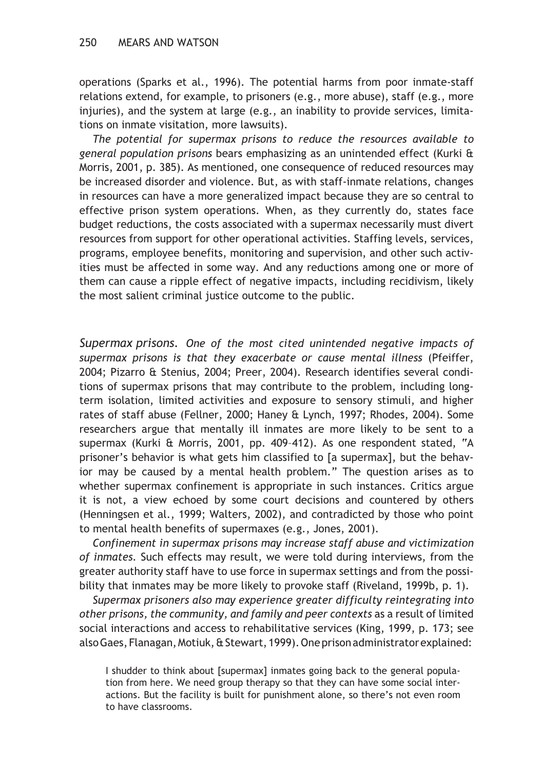operations (Sparks et al., 1996). The potential harms from poor inmate-staff relations extend, for example, to prisoners (e.g., more abuse), staff (e.g., more injuries), and the system at large (e.g., an inability to provide services, limitations on inmate visitation, more lawsuits).

*The potential for supermax prisons to reduce the resources available to general population prisons* bears emphasizing as an unintended effect (Kurki & Morris, 2001, p. 385). As mentioned, one consequence of reduced resources may be increased disorder and violence. But, as with staff-inmate relations, changes in resources can have a more generalized impact because they are so central to effective prison system operations. When, as they currently do, states face budget reductions, the costs associated with a supermax necessarily must divert resources from support for other operational activities. Staffing levels, services, programs, employee benefits, monitoring and supervision, and other such activities must be affected in some way. And any reductions among one or more of them can cause a ripple effect of negative impacts, including recidivism, likely the most salient criminal justice outcome to the public.

*Supermax prisons. One of the most cited unintended negative impacts of supermax prisons is that they exacerbate or cause mental illness* (Pfeiffer, 2004; Pizarro & Stenius, 2004; Preer, 2004). Research identifies several conditions of supermax prisons that may contribute to the problem, including long-term isolation, limited activities and exposure to sensory stimuli, and higher rates of staff abuse (Fellner, 2000; Haney & Lynch, 1997; Rhodes, 2004). Some researchers argue that mentally ill inmates are more likely to be sent to a supermax (Kurki & Morris, 2001, pp. 409–412). As one respondent stated, "A prisoner's behavior is what gets him classified to [a supermax], but the behavior may be caused by a mental health problem." The question arises as to whether supermax confinement is appropriate in such instances. Critics argue it is not, a view echoed by some court decisions and countered by others (Henningsen et al., 1999; Walters, 2002), and contradicted by those who point to mental health benefits of supermaxes (e.g., Jones, 2001).

*Confinement in supermax prisons may increase staff abuse and victimization of inmates.* Such effects may result, we were told during interviews, from the greater authority staff have to use force in supermax settings and from the possibility that inmates may be more likely to provoke staff (Riveland, 1999b, p. 1).

*Supermax prisoners also may experience greater difficulty reintegrating into other prisons, the community, and family and peer contexts* as a result of limited social interactions and access to rehabilitative services (King, 1999, p. 173; see also Gaes, Flanagan, Motiuk, & Stewart, 1999). One prison administrator explained:

> I shudder to think about [supermax] inmates going back to the general population from here. We need group therapy so that they can have some social interactions. But the facility is built for punishment alone, so there's not even room to have classrooms.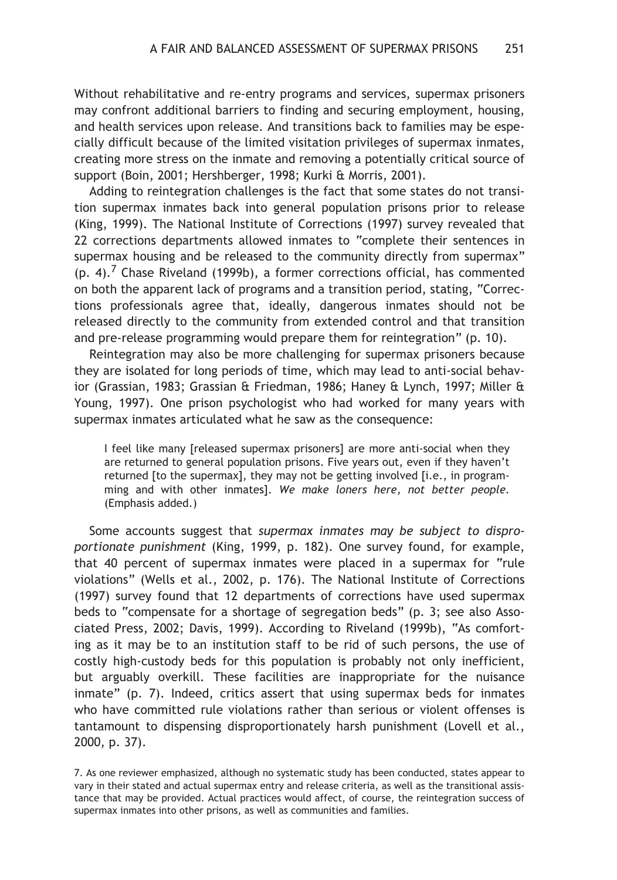Without rehabilitative and re-entry programs and services, supermax prisoners may confront additional barriers to finding and securing employment, housing, and health services upon release. And transitions back to families may be especially difficult because of the limited visitation privileges of supermax inmates, creating more stress on the inmate and removing a potentially critical source of support (Boin, 2001; Hershberger, 1998; Kurki & Morris, 2001).

Adding to reintegration challenges is the fact that some states do not transition supermax inmates back into general population prisons prior to release (King, 1999). The National Institute of Corrections (1997) survey revealed that 22 corrections departments allowed inmates to "complete their sentences in supermax housing and be released to the community directly from supermax" (p. 4).[7] Chase Riveland (1999b), a former corrections official, has commented on both the apparent lack of programs and a transition period, stating, "Corrections professionals agree that, ideally, dangerous inmates should not be released directly to the community from extended control and that transition and pre-release programming would prepare them for reintegration" (p. 10).

Reintegration may also be more challenging for supermax prisoners because they are isolated for long periods of time, which may lead to anti-social behavior (Grassian, 1983; Grassian & Friedman, 1986; Haney & Lynch, 1997; Miller & Young, 1997). One prison psychologist who had worked for many years with supermax inmates articulated what he saw as the consequence:

> I feel like many [released supermax prisoners] are more anti-social when they are returned to general population prisons. Five years out, even if they haven't returned [to the supermax], they may not be getting involved [i.e., in programming and with other inmates]. *We make loners here, not better people.* (Emphasis added.)

Some accounts suggest that *supermax inmates may be subject to disproportionate punishment* (King, 1999, p. 182). One survey found, for example, that 40 percent of supermax inmates were placed in a supermax for "rule violations" (Wells et al., 2002, p. 176). The National Institute of Corrections (1997) survey found that 12 departments of corrections have used supermax beds to "compensate for a shortage of segregation beds" (p. 3; see also Associated Press, 2002; Davis, 1999). According to Riveland (1999b), "As comforting as it may be to an institution staff to be rid of such persons, the use of costly high-custody beds for this population is probably not only inefficient, but arguably overkill. These facilities are inappropriate for the nuisance inmate" (p. 7). Indeed, critics assert that using supermax beds for inmates who have committed rule violations rather than serious or violent offenses is tantamount to dispensing disproportionately harsh punishment (Lovell et al., 2000, p. 37).

7. As one reviewer emphasized, although no systematic study has been conducted, states appear to vary in their stated and actual supermax entry and release criteria, as well as the transitional assistance that may be provided. Actual practices would affect, of course, the reintegration success of supermax inmates into other prisons, as well as communities and families.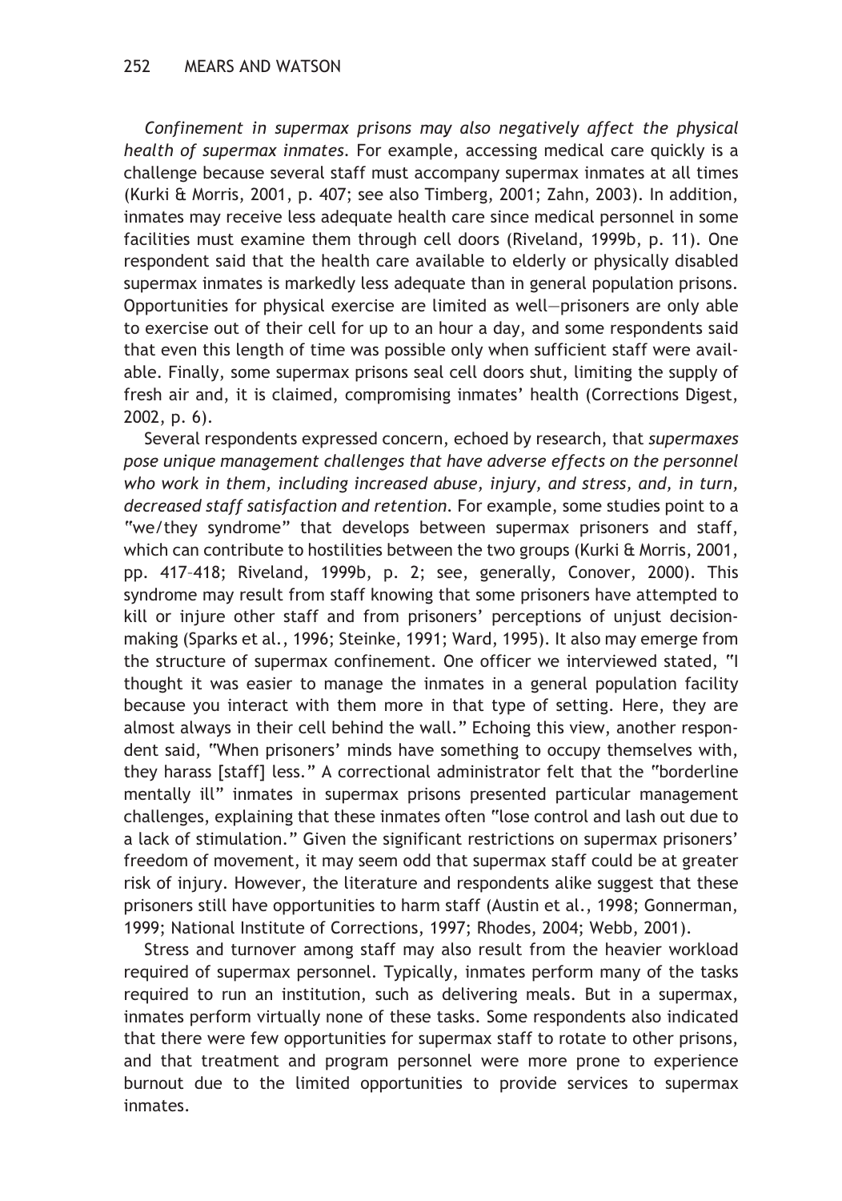*Confinement in supermax prisons may also negatively affect the physical health of supermax inmates.* For example, accessing medical care quickly is a challenge because several staff must accompany supermax inmates at all times (Kurki & Morris, 2001, p. 407; see also Timberg, 2001; Zahn, 2003). In addition, inmates may receive less adequate health care since medical personnel in some facilities must examine them through cell doors (Riveland, 1999b, p. 11). One respondent said that the health care available to elderly or physically disabled supermax inmates is markedly less adequate than in general population prisons. Opportunities for physical exercise are limited as well—prisoners are only able to exercise out of their cell for up to an hour a day, and some respondents said that even this length of time was possible only when sufficient staff were available. Finally, some supermax prisons seal cell doors shut, limiting the supply of fresh air and, it is claimed, compromising inmates' health (Corrections Digest, 2002, p. 6).

Several respondents expressed concern, echoed by research, that *supermaxes pose unique management challenges that have adverse effects on the personnel who work in them, including increased abuse, injury, and stress, and, in turn, decreased staff satisfaction and retention.* For example, some studies point to a "we/they syndrome" that develops between supermax prisoners and staff, which can contribute to hostilities between the two groups (Kurki & Morris, 2001, pp. 417–418; Riveland, 1999b, p. 2; see, generally, Conover, 2000). This syndrome may result from staff knowing that some prisoners have attempted to kill or injure other staff and from prisoners' perceptions of unjust decision-making (Sparks et al., 1996; Steinke, 1991; Ward, 1995). It also may emerge from the structure of supermax confinement. One officer we interviewed stated, "I thought it was easier to manage the inmates in a general population facility because you interact with them more in that type of setting. Here, they are almost always in their cell behind the wall." Echoing this view, another respondent said, "When prisoners' minds have something to occupy themselves with, they harass [staff] less." A correctional administrator felt that the "borderline mentally ill" inmates in supermax prisons presented particular management challenges, explaining that these inmates often "lose control and lash out due to a lack of stimulation." Given the significant restrictions on supermax prisoners' freedom of movement, it may seem odd that supermax staff could be at greater risk of injury. However, the literature and respondents alike suggest that these prisoners still have opportunities to harm staff (Austin et al., 1998; Gonnerman, 1999; National Institute of Corrections, 1997; Rhodes, 2004; Webb, 2001).

Stress and turnover among staff may also result from the heavier workload required of supermax personnel. Typically, inmates perform many of the tasks required to run an institution, such as delivering meals. But in a supermax, inmates perform virtually none of these tasks. Some respondents also indicated that there were few opportunities for supermax staff to rotate to other prisons, and that treatment and program personnel were more prone to experience burnout due to the limited opportunities to provide services to supermax inmates.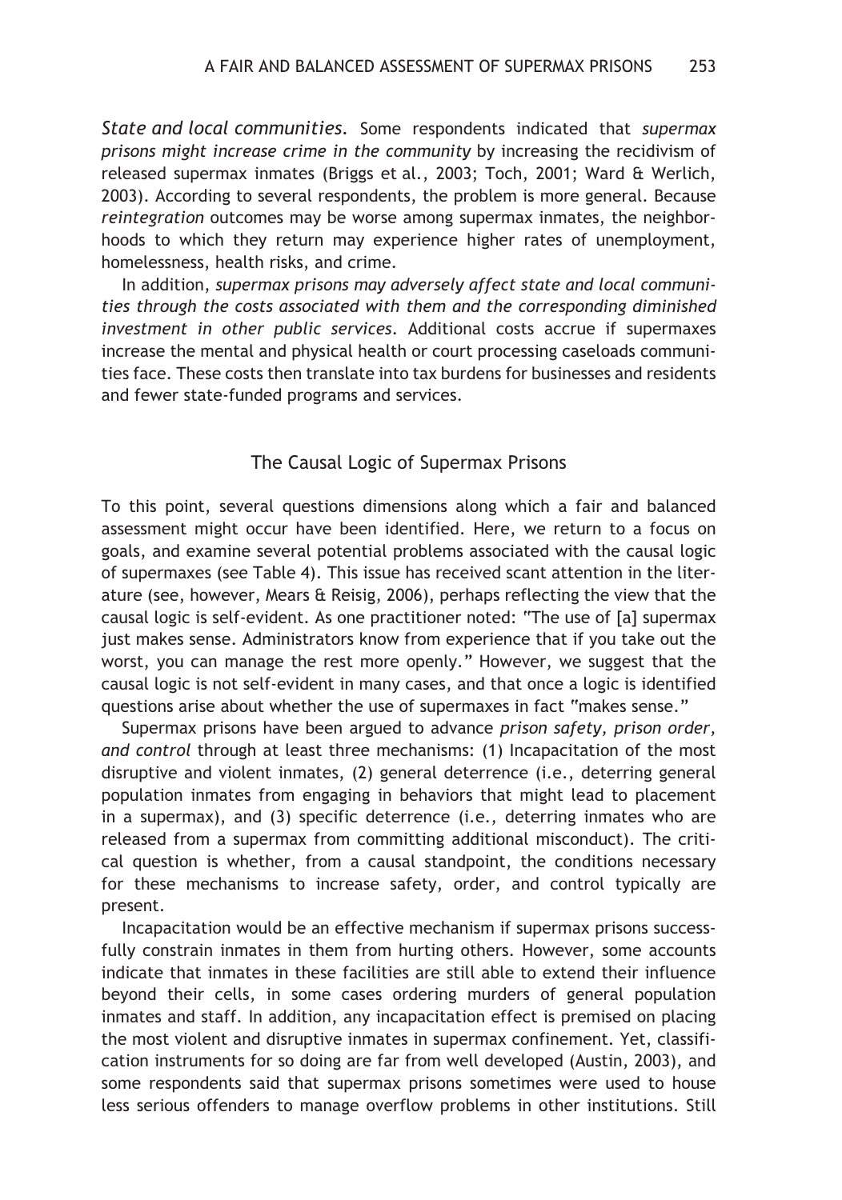*State and local communities.* Some respondents indicated that *supermax prisons might increase crime in the community* by increasing the recidivism of released supermax inmates (Briggs et al., 2003; Toch, 2001; Ward & Werlich, 2003). According to several respondents, the problem is more general. Because *reintegration* outcomes may be worse among supermax inmates, the neighborhoods to which they return may experience higher rates of unemployment, homelessness, health risks, and crime.

In addition, *supermax prisons may adversely affect state and local communities through the costs associated with them and the corresponding diminished investment in other public services.* Additional costs accrue if supermaxes increase the mental and physical health or court processing caseloads communities face. These costs then translate into tax burdens for businesses and residents and fewer state-funded programs and services.

## The Causal Logic of Supermax Prisons

To this point, several questions dimensions along which a fair and balanced assessment might occur have been identified. Here, we return to a focus on goals, and examine several potential problems associated with the causal logic of supermaxes (see Table 4). This issue has received scant attention in the literature (see, however, Mears & Reisig, 2006), perhaps reflecting the view that the causal logic is self-evident. As one practitioner noted: "The use of [a] supermax just makes sense. Administrators know from experience that if you take out the worst, you can manage the rest more openly." However, we suggest that the causal logic is not self-evident in many cases, and that once a logic is identified questions arise about whether the use of supermaxes in fact "makes sense."

Supermax prisons have been argued to advance *prison safety, prison order, and control* through at least three mechanisms: (1) Incapacitation of the most disruptive and violent inmates, (2) general deterrence (i.e., deterring general population inmates from engaging in behaviors that might lead to placement in a supermax), and (3) specific deterrence (i.e., deterring inmates who are released from a supermax from committing additional misconduct). The critical question is whether, from a causal standpoint, the conditions necessary for these mechanisms to increase safety, order, and control typically are present.

Incapacitation would be an effective mechanism if supermax prisons successfully constrain inmates in them from hurting others. However, some accounts indicate that inmates in these facilities are still able to extend their influence beyond their cells, in some cases ordering murders of general population inmates and staff. In addition, any incapacitation effect is premised on placing the most violent and disruptive inmates in supermax confinement. Yet, classification instruments for so doing are far from well developed (Austin, 2003), and some respondents said that supermax prisons sometimes were used to house less serious offenders to manage overflow problems in other institutions. Still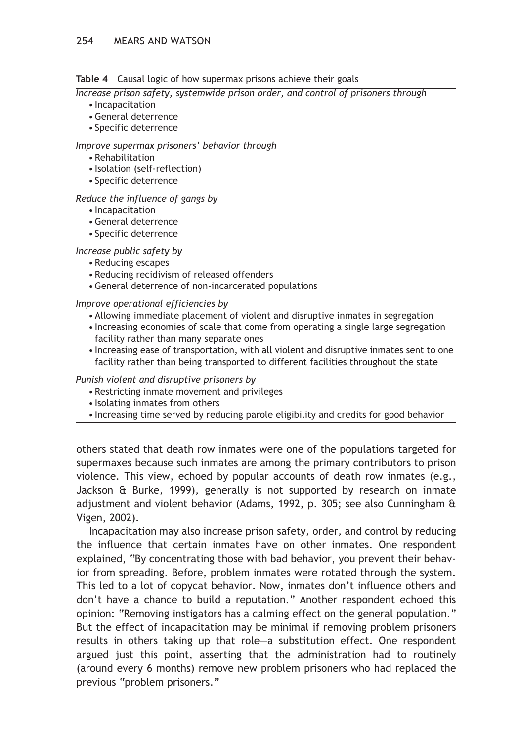**Table 4** Causal logic of how supermax prisons achieve their goals

*Increase prison safety, systemwide prison order, and control of prisoners through*
- Incapacitation
- General deterrence
- Specific deterrence

*Improve supermax prisoners' behavior through*
- Rehabilitation
- Isolation (self-reflection)
- Specific deterrence

*Reduce the influence of gangs by*
- Incapacitation
- General deterrence
- Specific deterrence

*Increase public safety by*
- Reducing escapes
- Reducing recidivism of released offenders
- General deterrence of non-incarcerated populations

*Improve operational efficiencies by*
- Allowing immediate placement of violent and disruptive inmates in segregation
- Increasing economies of scale that come from operating a single large segregation facility rather than many separate ones
- Increasing ease of transportation, with all violent and disruptive inmates sent to one facility rather than being transported to different facilities throughout the state

*Punish violent and disruptive prisoners by*
- Restricting inmate movement and privileges
- Isolating inmates from others
- Increasing time served by reducing parole eligibility and credits for good behavior

others stated that death row inmates were one of the populations targeted for supermaxes because such inmates are among the primary contributors to prison violence. This view, echoed by popular accounts of death row inmates (e.g., Jackson & Burke, 1999), generally is not supported by research on inmate adjustment and violent behavior (Adams, 1992, p. 305; see also Cunningham & Vigen, 2002).

Incapacitation may also increase prison safety, order, and control by reducing the influence that certain inmates have on other inmates. One respondent explained, "By concentrating those with bad behavior, you prevent their behavior from spreading. Before, problem inmates were rotated through the system. This led to a lot of copycat behavior. Now, inmates don't influence others and don't have a chance to build a reputation." Another respondent echoed this opinion: "Removing instigators has a calming effect on the general population." But the effect of incapacitation may be minimal if removing problem prisoners results in others taking up that role—a substitution effect. One respondent argued just this point, asserting that the administration had to routinely (around every 6 months) remove new problem prisoners who had replaced the previous "problem prisoners."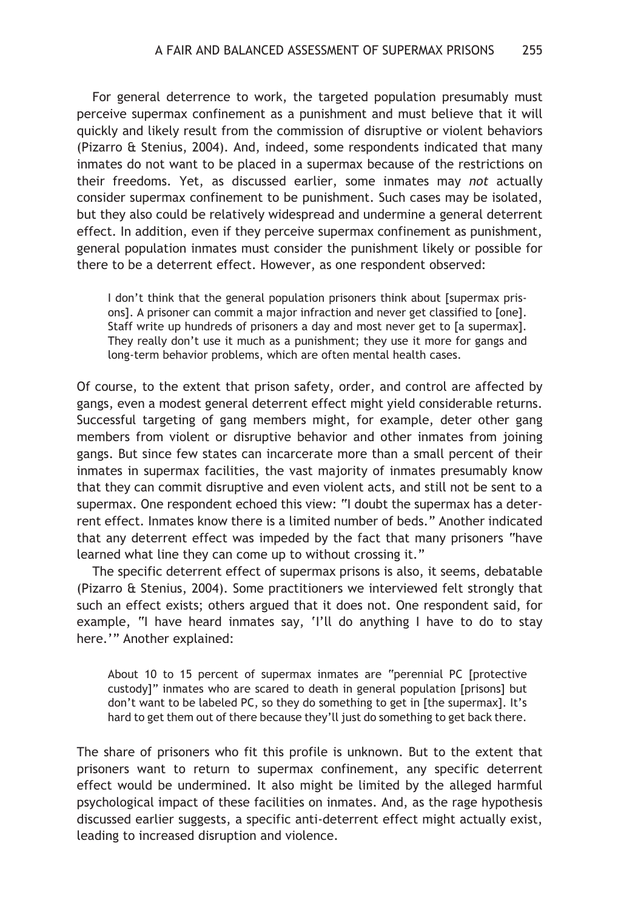For general deterrence to work, the targeted population presumably must perceive supermax confinement as a punishment and must believe that it will quickly and likely result from the commission of disruptive or violent behaviors (Pizarro & Stenius, 2004). And, indeed, some respondents indicated that many inmates do not want to be placed in a supermax because of the restrictions on their freedoms. Yet, as discussed earlier, some inmates may *not* actually consider supermax confinement to be punishment. Such cases may be isolated, but they also could be relatively widespread and undermine a general deterrent effect. In addition, even if they perceive supermax confinement as punishment, general population inmates must consider the punishment likely or possible for there to be a deterrent effect. However, as one respondent observed:

> I don't think that the general population prisoners think about [supermax prisons]. A prisoner can commit a major infraction and never get classified to [one]. Staff write up hundreds of prisoners a day and most never get to [a supermax]. They really don't use it much as a punishment; they use it more for gangs and long-term behavior problems, which are often mental health cases.

Of course, to the extent that prison safety, order, and control are affected by gangs, even a modest general deterrent effect might yield considerable returns. Successful targeting of gang members might, for example, deter other gang members from violent or disruptive behavior and other inmates from joining gangs. But since few states can incarcerate more than a small percent of their inmates in supermax facilities, the vast majority of inmates presumably know that they can commit disruptive and even violent acts, and still not be sent to a supermax. One respondent echoed this view: "I doubt the supermax has a deterrent effect. Inmates know there is a limited number of beds." Another indicated that any deterrent effect was impeded by the fact that many prisoners "have learned what line they can come up to without crossing it."

The specific deterrent effect of supermax prisons is also, it seems, debatable (Pizarro & Stenius, 2004). Some practitioners we interviewed felt strongly that such an effect exists; others argued that it does not. One respondent said, for example, "I have heard inmates say, 'I'll do anything I have to do to stay here.'" Another explained:

> About 10 to 15 percent of supermax inmates are "perennial PC [protective custody]" inmates who are scared to death in general population [prisons] but don't want to be labeled PC, so they do something to get in [the supermax]. It's hard to get them out of there because they'll just do something to get back there.

The share of prisoners who fit this profile is unknown. But to the extent that prisoners want to return to supermax confinement, any specific deterrent effect would be undermined. It also might be limited by the alleged harmful psychological impact of these facilities on inmates. And, as the rage hypothesis discussed earlier suggests, a specific anti-deterrent effect might actually exist, leading to increased disruption and violence.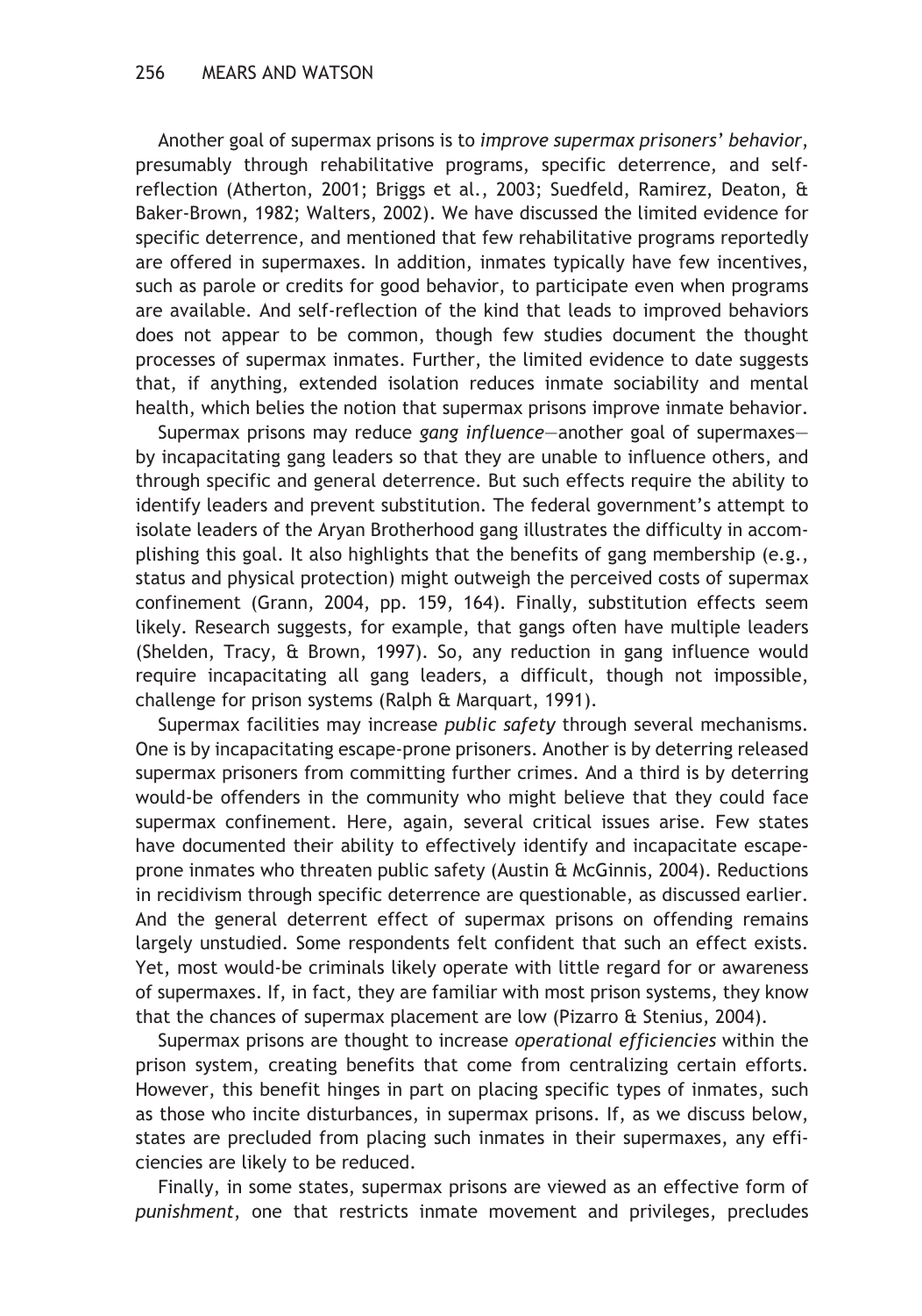Another goal of supermax prisons is to *improve supermax prisoners' behavior*, presumably through rehabilitative programs, specific deterrence, and self-reflection (Atherton, 2001; Briggs et al., 2003; Suedfeld, Ramirez, Deaton, & Baker-Brown, 1982; Walters, 2002). We have discussed the limited evidence for specific deterrence, and mentioned that few rehabilitative programs reportedly are offered in supermaxes. In addition, inmates typically have few incentives, such as parole or credits for good behavior, to participate even when programs are available. And self-reflection of the kind that leads to improved behaviors does not appear to be common, though few studies document the thought processes of supermax inmates. Further, the limited evidence to date suggests that, if anything, extended isolation reduces inmate sociability and mental health, which belies the notion that supermax prisons improve inmate behavior.

Supermax prisons may reduce *gang influence*—another goal of supermaxes—by incapacitating gang leaders so that they are unable to influence others, and through specific and general deterrence. But such effects require the ability to identify leaders and prevent substitution. The federal government's attempt to isolate leaders of the Aryan Brotherhood gang illustrates the difficulty in accomplishing this goal. It also highlights that the benefits of gang membership (e.g., status and physical protection) might outweigh the perceived costs of supermax confinement (Grann, 2004, pp. 159, 164). Finally, substitution effects seem likely. Research suggests, for example, that gangs often have multiple leaders (Shelden, Tracy, & Brown, 1997). So, any reduction in gang influence would require incapacitating all gang leaders, a difficult, though not impossible, challenge for prison systems (Ralph & Marquart, 1991).

Supermax facilities may increase *public safety* through several mechanisms. One is by incapacitating escape-prone prisoners. Another is by deterring released supermax prisoners from committing further crimes. And a third is by deterring would-be offenders in the community who might believe that they could face supermax confinement. Here, again, several critical issues arise. Few states have documented their ability to effectively identify and incapacitate escape-prone inmates who threaten public safety (Austin & McGinnis, 2004). Reductions in recidivism through specific deterrence are questionable, as discussed earlier. And the general deterrent effect of supermax prisons on offending remains largely unstudied. Some respondents felt confident that such an effect exists. Yet, most would-be criminals likely operate with little regard for or awareness of supermaxes. If, in fact, they are familiar with most prison systems, they know that the chances of supermax placement are low (Pizarro & Stenius, 2004).

Supermax prisons are thought to increase *operational efficiencies* within the prison system, creating benefits that come from centralizing certain efforts. However, this benefit hinges in part on placing specific types of inmates, such as those who incite disturbances, in supermax prisons. If, as we discuss below, states are precluded from placing such inmates in their supermaxes, any efficiencies are likely to be reduced.

Finally, in some states, supermax prisons are viewed as an effective form of *punishment*, one that restricts inmate movement and privileges, precludes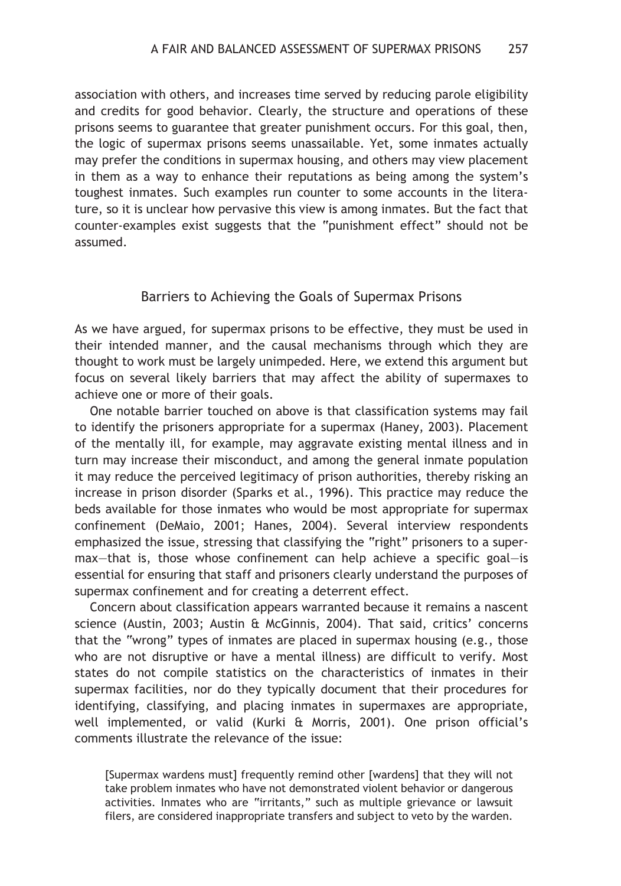association with others, and increases time served by reducing parole eligibility and credits for good behavior. Clearly, the structure and operations of these prisons seems to guarantee that greater punishment occurs. For this goal, then, the logic of supermax prisons seems unassailable. Yet, some inmates actually may prefer the conditions in supermax housing, and others may view placement in them as a way to enhance their reputations as being among the system's toughest inmates. Such examples run counter to some accounts in the literature, so it is unclear how pervasive this view is among inmates. But the fact that counter-examples exist suggests that the "punishment effect" should not be assumed.

## Barriers to Achieving the Goals of Supermax Prisons

As we have argued, for supermax prisons to be effective, they must be used in their intended manner, and the causal mechanisms through which they are thought to work must be largely unimpeded. Here, we extend this argument but focus on several likely barriers that may affect the ability of supermaxes to achieve one or more of their goals.

One notable barrier touched on above is that classification systems may fail to identify the prisoners appropriate for a supermax (Haney, 2003). Placement of the mentally ill, for example, may aggravate existing mental illness and in turn may increase their misconduct, and among the general inmate population it may reduce the perceived legitimacy of prison authorities, thereby risking an increase in prison disorder (Sparks et al., 1996). This practice may reduce the beds available for those inmates who would be most appropriate for supermax confinement (DeMaio, 2001; Hanes, 2004). Several interview respondents emphasized the issue, stressing that classifying the "right" prisoners to a supermax—that is, those whose confinement can help achieve a specific goal—is essential for ensuring that staff and prisoners clearly understand the purposes of supermax confinement and for creating a deterrent effect.

Concern about classification appears warranted because it remains a nascent science (Austin, 2003; Austin & McGinnis, 2004). That said, critics' concerns that the "wrong" types of inmates are placed in supermax housing (e.g., those who are not disruptive or have a mental illness) are difficult to verify. Most states do not compile statistics on the characteristics of inmates in their supermax facilities, nor do they typically document that their procedures for identifying, classifying, and placing inmates in supermaxes are appropriate, well implemented, or valid (Kurki & Morris, 2001). One prison official's comments illustrate the relevance of the issue:

> [Supermax wardens must] frequently remind other [wardens] that they will not take problem inmates who have not demonstrated violent behavior or dangerous activities. Inmates who are "irritants," such as multiple grievance or lawsuit filers, are considered inappropriate transfers and subject to veto by the warden.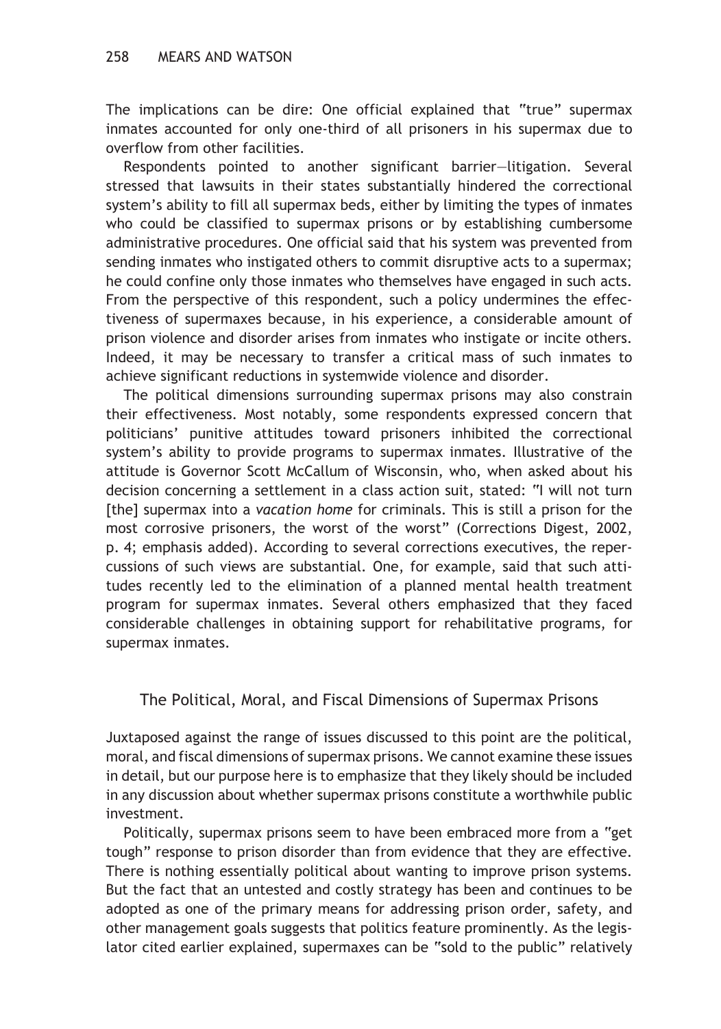The implications can be dire: One official explained that "true" supermax inmates accounted for only one-third of all prisoners in his supermax due to overflow from other facilities.

Respondents pointed to another significant barrier—litigation. Several stressed that lawsuits in their states substantially hindered the correctional system's ability to fill all supermax beds, either by limiting the types of inmates who could be classified to supermax prisons or by establishing cumbersome administrative procedures. One official said that his system was prevented from sending inmates who instigated others to commit disruptive acts to a supermax; he could confine only those inmates who themselves have engaged in such acts. From the perspective of this respondent, such a policy undermines the effectiveness of supermaxes because, in his experience, a considerable amount of prison violence and disorder arises from inmates who instigate or incite others. Indeed, it may be necessary to transfer a critical mass of such inmates to achieve significant reductions in systemwide violence and disorder.

The political dimensions surrounding supermax prisons may also constrain their effectiveness. Most notably, some respondents expressed concern that politicians' punitive attitudes toward prisoners inhibited the correctional system's ability to provide programs to supermax inmates. Illustrative of the attitude is Governor Scott McCallum of Wisconsin, who, when asked about his decision concerning a settlement in a class action suit, stated: "I will not turn [the] supermax into a *vacation home* for criminals. This is still a prison for the most corrosive prisoners, the worst of the worst" (Corrections Digest, 2002, p. 4; emphasis added). According to several corrections executives, the repercussions of such views are substantial. One, for example, said that such attitudes recently led to the elimination of a planned mental health treatment program for supermax inmates. Several others emphasized that they faced considerable challenges in obtaining support for rehabilitative programs, for supermax inmates.

## The Political, Moral, and Fiscal Dimensions of Supermax Prisons

Juxtaposed against the range of issues discussed to this point are the political, moral, and fiscal dimensions of supermax prisons. We cannot examine these issues in detail, but our purpose here is to emphasize that they likely should be included in any discussion about whether supermax prisons constitute a worthwhile public investment.

Politically, supermax prisons seem to have been embraced more from a "get tough" response to prison disorder than from evidence that they are effective. There is nothing essentially political about wanting to improve prison systems. But the fact that an untested and costly strategy has been and continues to be adopted as one of the primary means for addressing prison order, safety, and other management goals suggests that politics feature prominently. As the legislator cited earlier explained, supermaxes can be "sold to the public" relatively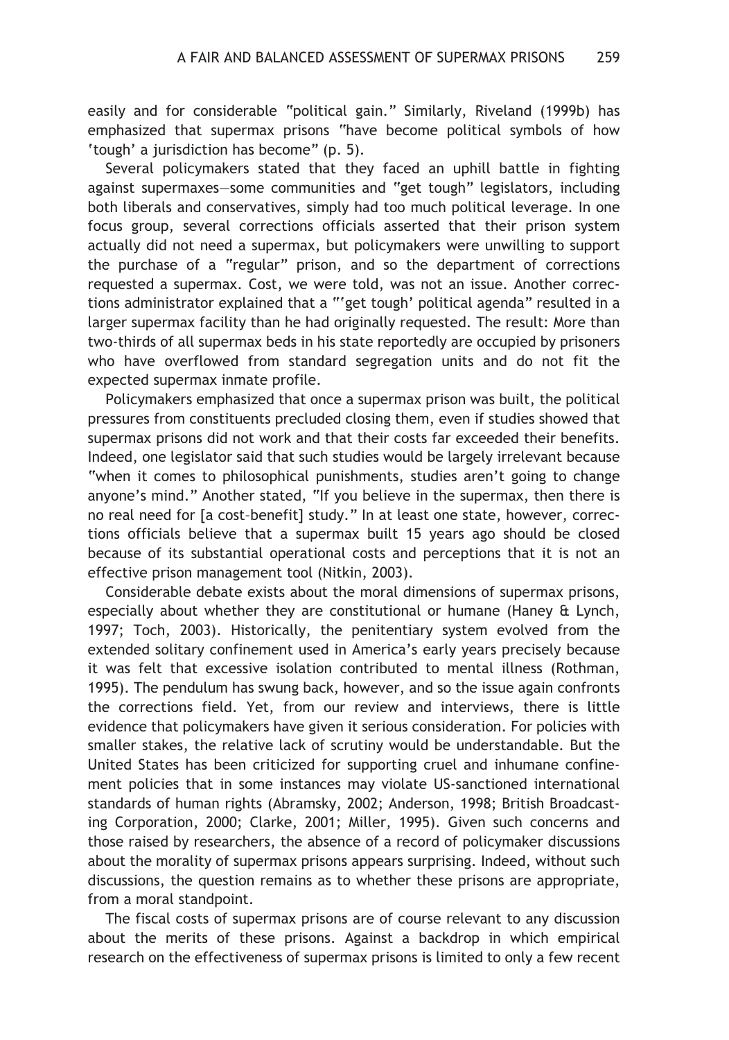easily and for considerable "political gain." Similarly, Riveland (1999b) has emphasized that supermax prisons "have become political symbols of how 'tough' a jurisdiction has become" (p. 5).

Several policymakers stated that they faced an uphill battle in fighting against supermaxes—some communities and "get tough" legislators, including both liberals and conservatives, simply had too much political leverage. In one focus group, several corrections officials asserted that their prison system actually did not need a supermax, but policymakers were unwilling to support the purchase of a "regular" prison, and so the department of corrections requested a supermax. Cost, we were told, was not an issue. Another corrections administrator explained that a "'get tough' political agenda" resulted in a larger supermax facility than he had originally requested. The result: More than two-thirds of all supermax beds in his state reportedly are occupied by prisoners who have overflowed from standard segregation units and do not fit the expected supermax inmate profile.

Policymakers emphasized that once a supermax prison was built, the political pressures from constituents precluded closing them, even if studies showed that supermax prisons did not work and that their costs far exceeded their benefits. Indeed, one legislator said that such studies would be largely irrelevant because "when it comes to philosophical punishments, studies aren't going to change anyone's mind." Another stated, "If you believe in the supermax, then there is no real need for [a cost–benefit] study." In at least one state, however, corrections officials believe that a supermax built 15 years ago should be closed because of its substantial operational costs and perceptions that it is not an effective prison management tool (Nitkin, 2003).

Considerable debate exists about the moral dimensions of supermax prisons, especially about whether they are constitutional or humane (Haney & Lynch, 1997; Toch, 2003). Historically, the penitentiary system evolved from the extended solitary confinement used in America's early years precisely because it was felt that excessive isolation contributed to mental illness (Rothman, 1995). The pendulum has swung back, however, and so the issue again confronts the corrections field. Yet, from our review and interviews, there is little evidence that policymakers have given it serious consideration. For policies with smaller stakes, the relative lack of scrutiny would be understandable. But the United States has been criticized for supporting cruel and inhumane confinement policies that in some instances may violate US-sanctioned international standards of human rights (Abramsky, 2002; Anderson, 1998; British Broadcasting Corporation, 2000; Clarke, 2001; Miller, 1995). Given such concerns and those raised by researchers, the absence of a record of policymaker discussions about the morality of supermax prisons appears surprising. Indeed, without such discussions, the question remains as to whether these prisons are appropriate, from a moral standpoint.

The fiscal costs of supermax prisons are of course relevant to any discussion about the merits of these prisons. Against a backdrop in which empirical research on the effectiveness of supermax prisons is limited to only a few recent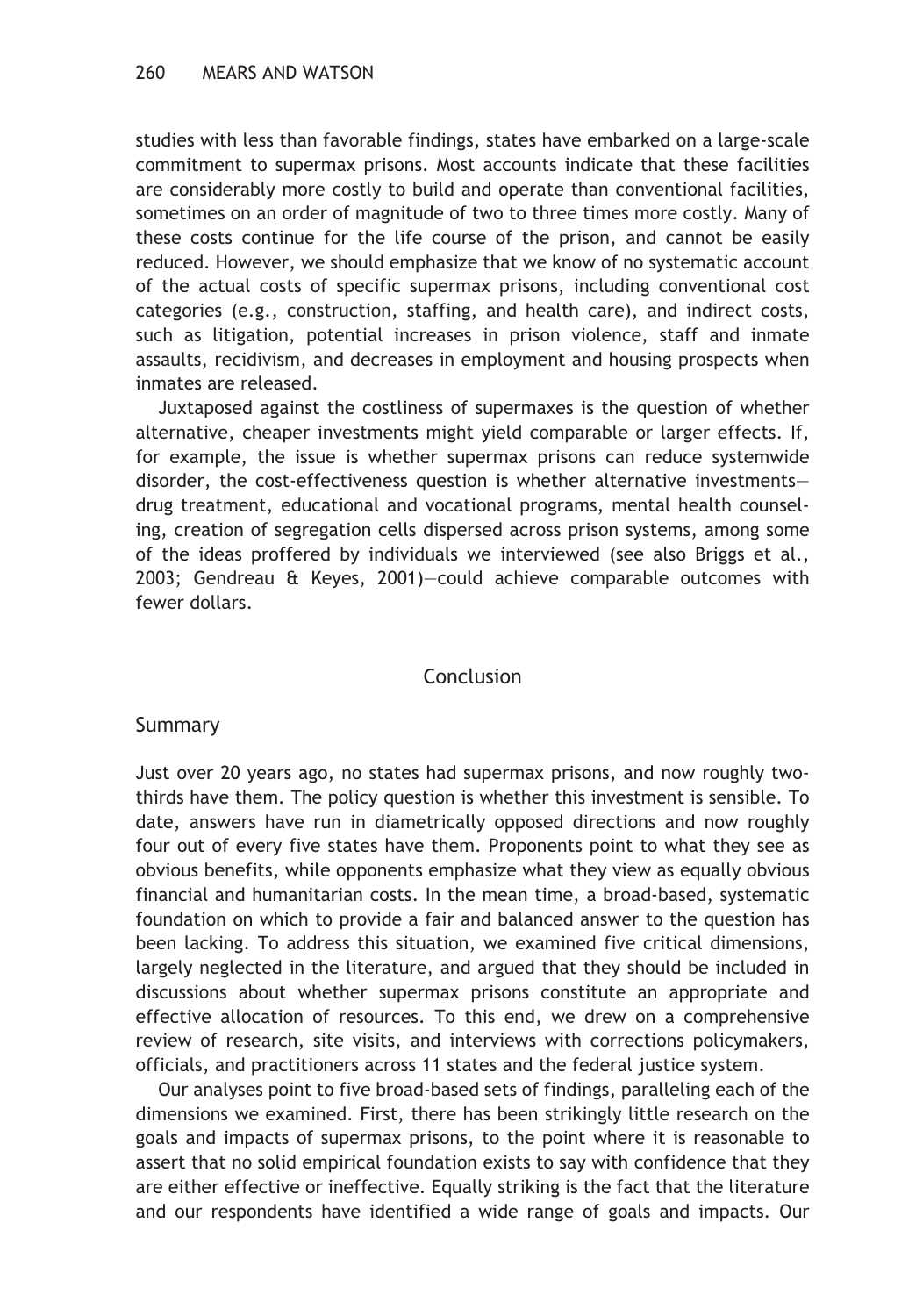studies with less than favorable findings, states have embarked on a large-scale commitment to supermax prisons. Most accounts indicate that these facilities are considerably more costly to build and operate than conventional facilities, sometimes on an order of magnitude of two to three times more costly. Many of these costs continue for the life course of the prison, and cannot be easily reduced. However, we should emphasize that we know of no systematic account of the actual costs of specific supermax prisons, including conventional cost categories (e.g., construction, staffing, and health care), and indirect costs, such as litigation, potential increases in prison violence, staff and inmate assaults, recidivism, and decreases in employment and housing prospects when inmates are released.

Juxtaposed against the costliness of supermaxes is the question of whether alternative, cheaper investments might yield comparable or larger effects. If, for example, the issue is whether supermax prisons can reduce systemwide disorder, the cost-effectiveness question is whether alternative investments—drug treatment, educational and vocational programs, mental health counseling, creation of segregation cells dispersed across prison systems, among some of the ideas proffered by individuals we interviewed (see also Briggs et al., 2003; Gendreau & Keyes, 2001)—could achieve comparable outcomes with fewer dollars.

## Conclusion

### Summary

Just over 20 years ago, no states had supermax prisons, and now roughly two-thirds have them. The policy question is whether this investment is sensible. To date, answers have run in diametrically opposed directions and now roughly four out of every five states have them. Proponents point to what they see as obvious benefits, while opponents emphasize what they view as equally obvious financial and humanitarian costs. In the mean time, a broad-based, systematic foundation on which to provide a fair and balanced answer to the question has been lacking. To address this situation, we examined five critical dimensions, largely neglected in the literature, and argued that they should be included in discussions about whether supermax prisons constitute an appropriate and effective allocation of resources. To this end, we drew on a comprehensive review of research, site visits, and interviews with corrections policymakers, officials, and practitioners across 11 states and the federal justice system.

Our analyses point to five broad-based sets of findings, paralleling each of the dimensions we examined. First, there has been strikingly little research on the goals and impacts of supermax prisons, to the point where it is reasonable to assert that no solid empirical foundation exists to say with confidence that they are either effective or ineffective. Equally striking is the fact that the literature and our respondents have identified a wide range of goals and impacts. Our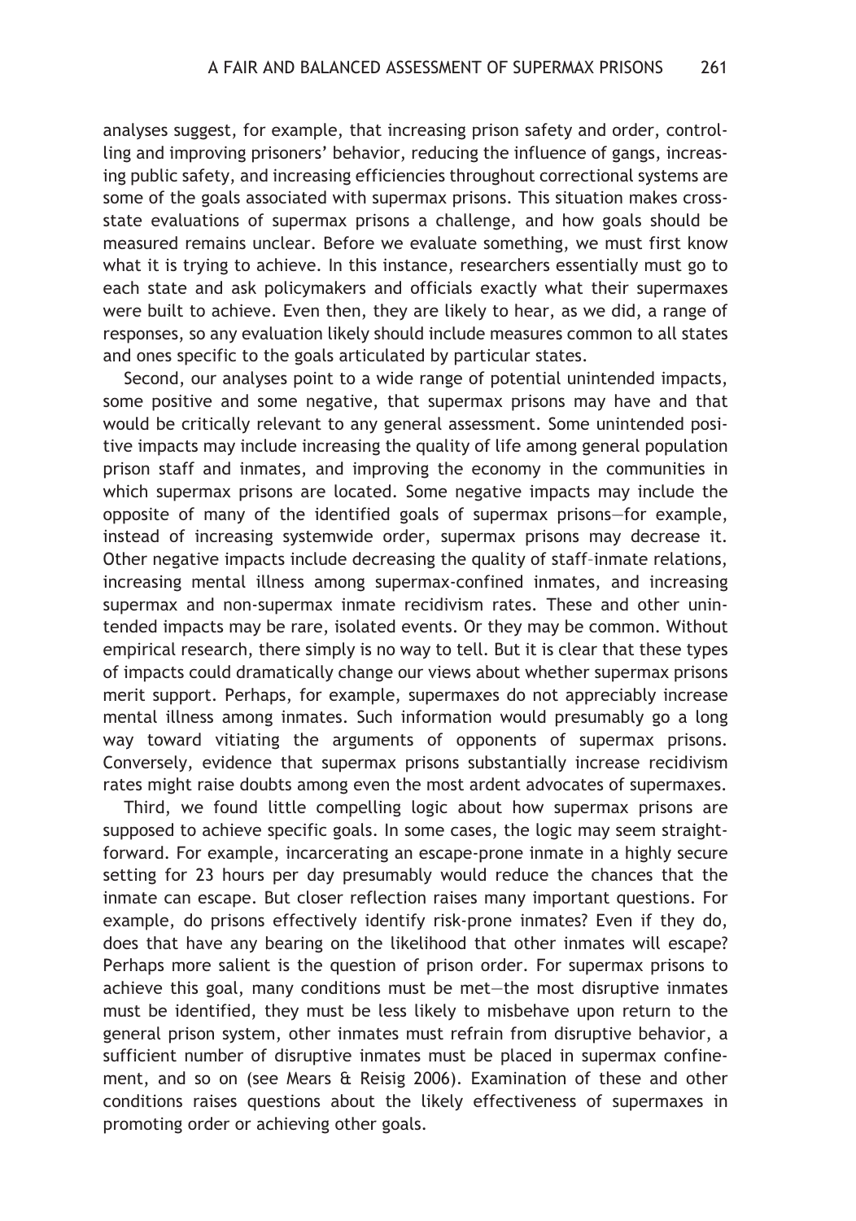analyses suggest, for example, that increasing prison safety and order, controlling and improving prisoners' behavior, reducing the influence of gangs, increasing public safety, and increasing efficiencies throughout correctional systems are some of the goals associated with supermax prisons. This situation makes cross-state evaluations of supermax prisons a challenge, and how goals should be measured remains unclear. Before we evaluate something, we must first know what it is trying to achieve. In this instance, researchers essentially must go to each state and ask policymakers and officials exactly what their supermaxes were built to achieve. Even then, they are likely to hear, as we did, a range of responses, so any evaluation likely should include measures common to all states and ones specific to the goals articulated by particular states.

Second, our analyses point to a wide range of potential unintended impacts, some positive and some negative, that supermax prisons may have and that would be critically relevant to any general assessment. Some unintended positive impacts may include increasing the quality of life among general population prison staff and inmates, and improving the economy in the communities in which supermax prisons are located. Some negative impacts may include the opposite of many of the identified goals of supermax prisons—for example, instead of increasing systemwide order, supermax prisons may decrease it. Other negative impacts include decreasing the quality of staff–inmate relations, increasing mental illness among supermax-confined inmates, and increasing supermax and non-supermax inmate recidivism rates. These and other unintended impacts may be rare, isolated events. Or they may be common. Without empirical research, there simply is no way to tell. But it is clear that these types of impacts could dramatically change our views about whether supermax prisons merit support. Perhaps, for example, supermaxes do not appreciably increase mental illness among inmates. Such information would presumably go a long way toward vitiating the arguments of opponents of supermax prisons. Conversely, evidence that supermax prisons substantially increase recidivism rates might raise doubts among even the most ardent advocates of supermaxes.

Third, we found little compelling logic about how supermax prisons are supposed to achieve specific goals. In some cases, the logic may seem straightforward. For example, incarcerating an escape-prone inmate in a highly secure setting for 23 hours per day presumably would reduce the chances that the inmate can escape. But closer reflection raises many important questions. For example, do prisons effectively identify risk-prone inmates? Even if they do, does that have any bearing on the likelihood that other inmates will escape? Perhaps more salient is the question of prison order. For supermax prisons to achieve this goal, many conditions must be met—the most disruptive inmates must be identified, they must be less likely to misbehave upon return to the general prison system, other inmates must refrain from disruptive behavior, a sufficient number of disruptive inmates must be placed in supermax confinement, and so on (see Mears & Reisig 2006). Examination of these and other conditions raises questions about the likely effectiveness of supermaxes in promoting order or achieving other goals.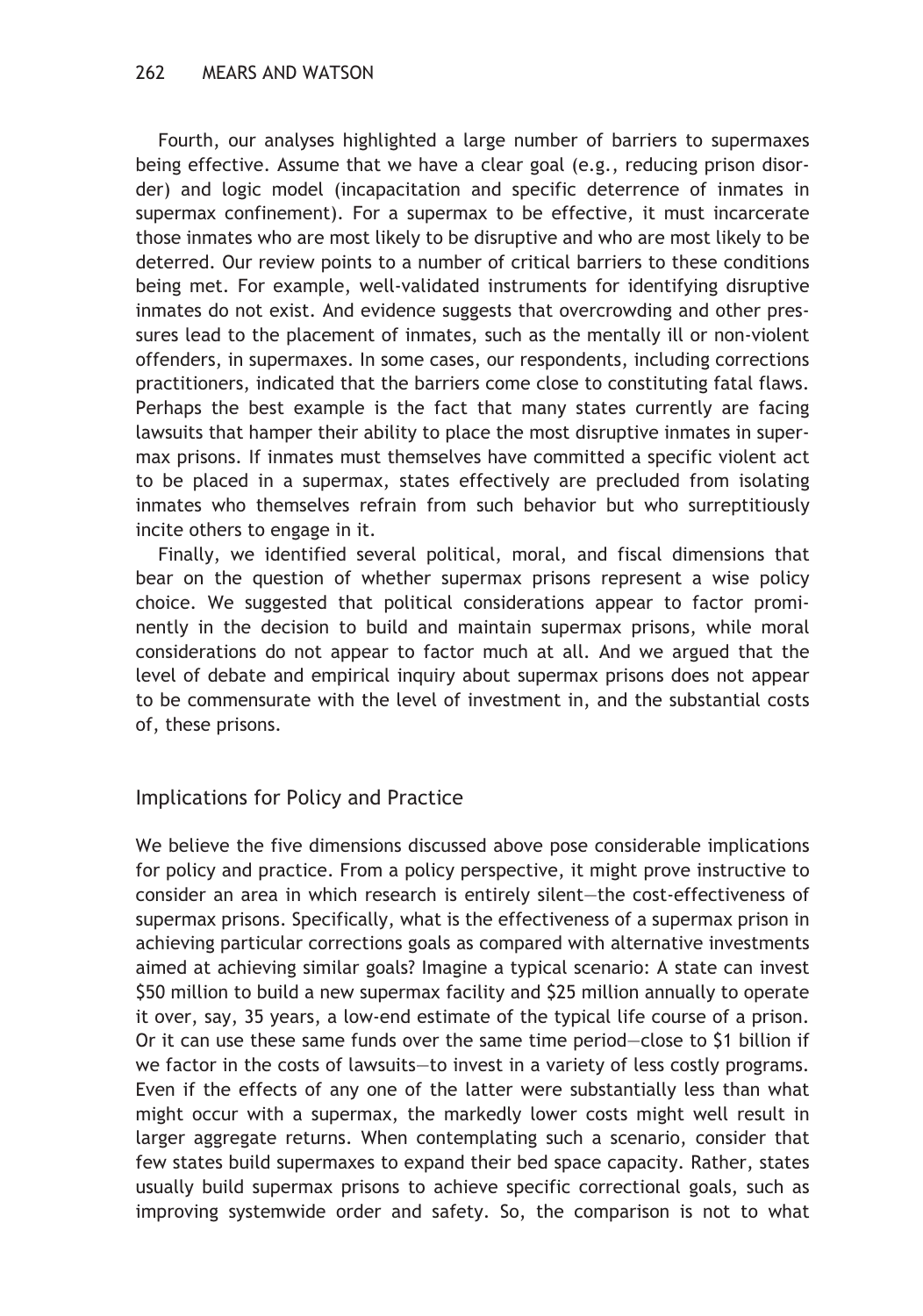Fourth, our analyses highlighted a large number of barriers to supermaxes being effective. Assume that we have a clear goal (e.g., reducing prison disorder) and logic model (incapacitation and specific deterrence of inmates in supermax confinement). For a supermax to be effective, it must incarcerate those inmates who are most likely to be disruptive and who are most likely to be deterred. Our review points to a number of critical barriers to these conditions being met. For example, well-validated instruments for identifying disruptive inmates do not exist. And evidence suggests that overcrowding and other pressures lead to the placement of inmates, such as the mentally ill or non-violent offenders, in supermaxes. In some cases, our respondents, including corrections practitioners, indicated that the barriers come close to constituting fatal flaws. Perhaps the best example is the fact that many states currently are facing lawsuits that hamper their ability to place the most disruptive inmates in supermax prisons. If inmates must themselves have committed a specific violent act to be placed in a supermax, states effectively are precluded from isolating inmates who themselves refrain from such behavior but who surreptitiously incite others to engage in it.

Finally, we identified several political, moral, and fiscal dimensions that bear on the question of whether supermax prisons represent a wise policy choice. We suggested that political considerations appear to factor prominently in the decision to build and maintain supermax prisons, while moral considerations do not appear to factor much at all. And we argued that the level of debate and empirical inquiry about supermax prisons does not appear to be commensurate with the level of investment in, and the substantial costs of, these prisons.

## Implications for Policy and Practice

We believe the five dimensions discussed above pose considerable implications for policy and practice. From a policy perspective, it might prove instructive to consider an area in which research is entirely silent—the cost-effectiveness of supermax prisons. Specifically, what is the effectiveness of a supermax prison in achieving particular corrections goals as compared with alternative investments aimed at achieving similar goals? Imagine a typical scenario: A state can invest $50 million to build a new supermax facility and $25 million annually to operate it over, say, 35 years, a low-end estimate of the typical life course of a prison. Or it can use these same funds over the same time period—close to $1 billion if we factor in the costs of lawsuits—to invest in a variety of less costly programs. Even if the effects of any one of the latter were substantially less than what might occur with a supermax, the markedly lower costs might well result in larger aggregate returns. When contemplating such a scenario, consider that few states build supermaxes to expand their bed space capacity. Rather, states usually build supermax prisons to achieve specific correctional goals, such as improving systemwide order and safety. So, the comparison is not to what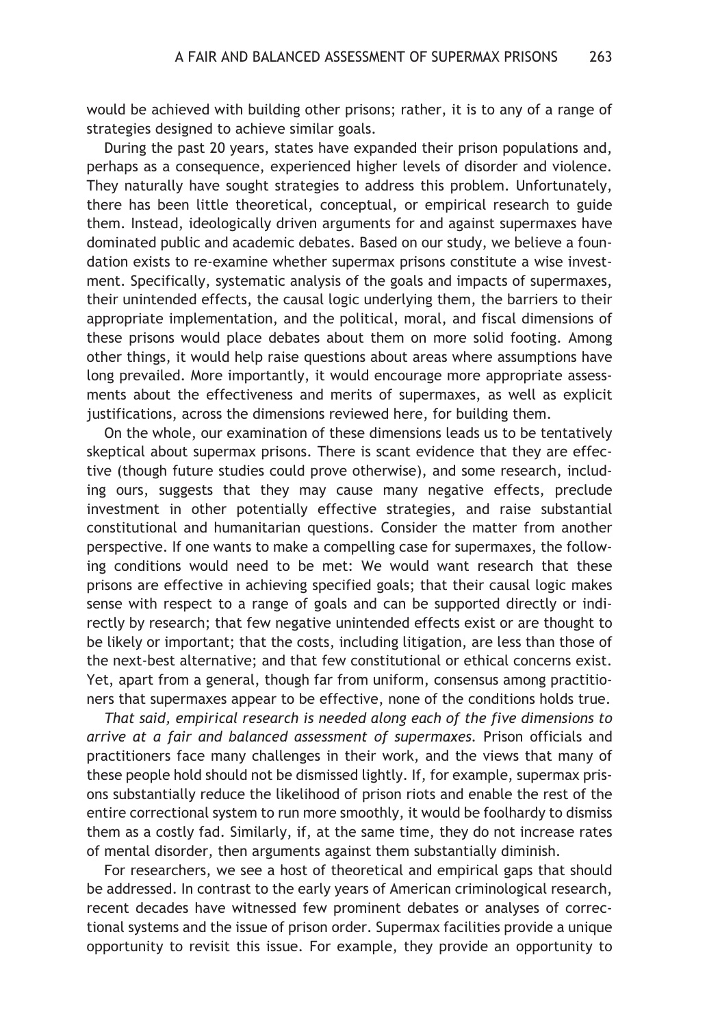would be achieved with building other prisons; rather, it is to any of a range of strategies designed to achieve similar goals.

During the past 20 years, states have expanded their prison populations and, perhaps as a consequence, experienced higher levels of disorder and violence. They naturally have sought strategies to address this problem. Unfortunately, there has been little theoretical, conceptual, or empirical research to guide them. Instead, ideologically driven arguments for and against supermaxes have dominated public and academic debates. Based on our study, we believe a foundation exists to re-examine whether supermax prisons constitute a wise investment. Specifically, systematic analysis of the goals and impacts of supermaxes, their unintended effects, the causal logic underlying them, the barriers to their appropriate implementation, and the political, moral, and fiscal dimensions of these prisons would place debates about them on more solid footing. Among other things, it would help raise questions about areas where assumptions have long prevailed. More importantly, it would encourage more appropriate assessments about the effectiveness and merits of supermaxes, as well as explicit justifications, across the dimensions reviewed here, for building them.

On the whole, our examination of these dimensions leads us to be tentatively skeptical about supermax prisons. There is scant evidence that they are effective (though future studies could prove otherwise), and some research, including ours, suggests that they may cause many negative effects, preclude investment in other potentially effective strategies, and raise substantial constitutional and humanitarian questions. Consider the matter from another perspective. If one wants to make a compelling case for supermaxes, the following conditions would need to be met: We would want research that these prisons are effective in achieving specified goals; that their causal logic makes sense with respect to a range of goals and can be supported directly or indirectly by research; that few negative unintended effects exist or are thought to be likely or important; that the costs, including litigation, are less than those of the next-best alternative; and that few constitutional or ethical concerns exist. Yet, apart from a general, though far from uniform, consensus among practitioners that supermaxes appear to be effective, none of the conditions holds true.

*That said, empirical research is needed along each of the five dimensions to arrive at a fair and balanced assessment of supermaxes.* Prison officials and practitioners face many challenges in their work, and the views that many of these people hold should not be dismissed lightly. If, for example, supermax prisons substantially reduce the likelihood of prison riots and enable the rest of the entire correctional system to run more smoothly, it would be foolhardy to dismiss them as a costly fad. Similarly, if, at the same time, they do not increase rates of mental disorder, then arguments against them substantially diminish.

For researchers, we see a host of theoretical and empirical gaps that should be addressed. In contrast to the early years of American criminological research, recent decades have witnessed few prominent debates or analyses of correctional systems and the issue of prison order. Supermax facilities provide a unique opportunity to revisit this issue. For example, they provide an opportunity to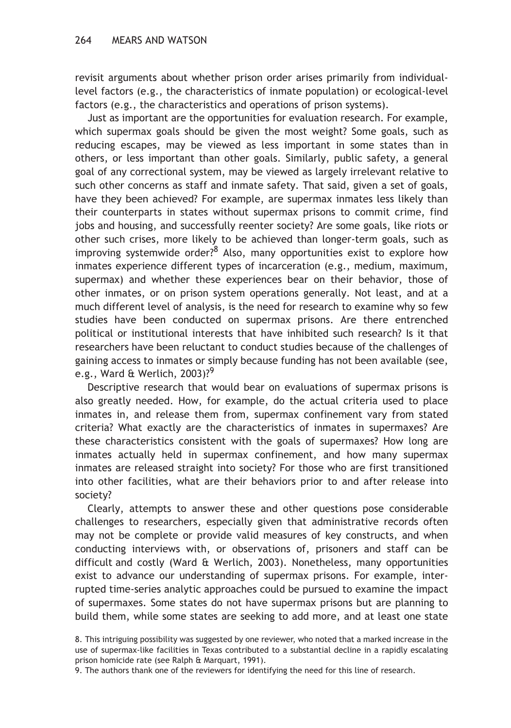revisit arguments about whether prison order arises primarily from individual-level factors (e.g., the characteristics of inmate population) or ecological-level factors (e.g., the characteristics and operations of prison systems).

Just as important are the opportunities for evaluation research. For example, which supermax goals should be given the most weight? Some goals, such as reducing escapes, may be viewed as less important in some states than in others, or less important than other goals. Similarly, public safety, a general goal of any correctional system, may be viewed as largely irrelevant relative to such other concerns as staff and inmate safety. That said, given a set of goals, have they been achieved? For example, are supermax inmates less likely than their counterparts in states without supermax prisons to commit crime, find jobs and housing, and successfully reenter society? Are some goals, like riots or other such crises, more likely to be achieved than longer-term goals, such as improving systemwide order?[8] Also, many opportunities exist to explore how inmates experience different types of incarceration (e.g., medium, maximum, supermax) and whether these experiences bear on their behavior, those of other inmates, or on prison system operations generally. Not least, and at a much different level of analysis, is the need for research to examine why so few studies have been conducted on supermax prisons. Are there entrenched political or institutional interests that have inhibited such research? Is it that researchers have been reluctant to conduct studies because of the challenges of gaining access to inmates or simply because funding has not been available (see, e.g., Ward & Werlich, 2003)?[9]

Descriptive research that would bear on evaluations of supermax prisons is also greatly needed. How, for example, do the actual criteria used to place inmates in, and release them from, supermax confinement vary from stated criteria? What exactly are the characteristics of inmates in supermaxes? Are these characteristics consistent with the goals of supermaxes? How long are inmates actually held in supermax confinement, and how many supermax inmates are released straight into society? For those who are first transitioned into other facilities, what are their behaviors prior to and after release into society?

Clearly, attempts to answer these and other questions pose considerable challenges to researchers, especially given that administrative records often may not be complete or provide valid measures of key constructs, and when conducting interviews with, or observations of, prisoners and staff can be difficult and costly (Ward & Werlich, 2003). Nonetheless, many opportunities exist to advance our understanding of supermax prisons. For example, interrupted time-series analytic approaches could be pursued to examine the impact of supermaxes. Some states do not have supermax prisons but are planning to build them, while some states are seeking to add more, and at least one state

8. This intriguing possibility was suggested by one reviewer, who noted that a marked increase in the use of supermax-like facilities in Texas contributed to a substantial decline in a rapidly escalating prison homicide rate (see Ralph & Marquart, 1991).

9. The authors thank one of the reviewers for identifying the need for this line of research.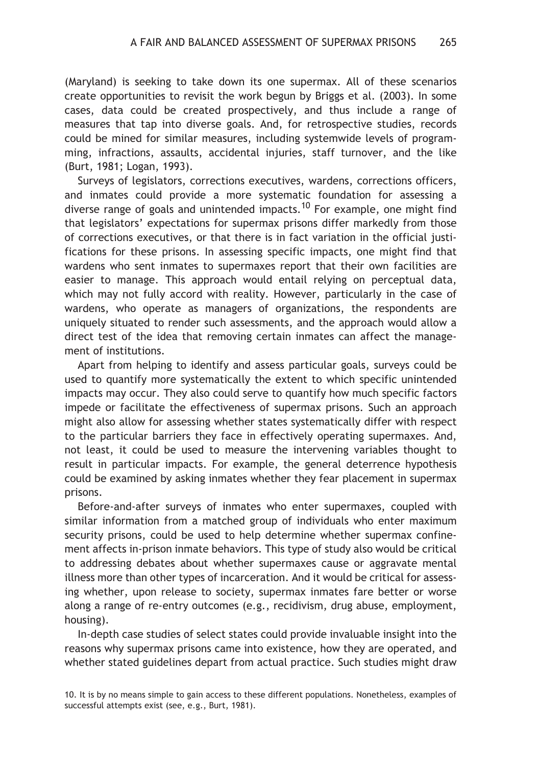(Maryland) is seeking to take down its one supermax. All of these scenarios create opportunities to revisit the work begun by Briggs et al. (2003). In some cases, data could be created prospectively, and thus include a range of measures that tap into diverse goals. And, for retrospective studies, records could be mined for similar measures, including systemwide levels of programming, infractions, assaults, accidental injuries, staff turnover, and the like (Burt, 1981; Logan, 1993).

Surveys of legislators, corrections executives, wardens, corrections officers, and inmates could provide a more systematic foundation for assessing a diverse range of goals and unintended impacts.[10] For example, one might find that legislators' expectations for supermax prisons differ markedly from those of corrections executives, or that there is in fact variation in the official justifications for these prisons. In assessing specific impacts, one might find that wardens who sent inmates to supermaxes report that their own facilities are easier to manage. This approach would entail relying on perceptual data, which may not fully accord with reality. However, particularly in the case of wardens, who operate as managers of organizations, the respondents are uniquely situated to render such assessments, and the approach would allow a direct test of the idea that removing certain inmates can affect the management of institutions.

Apart from helping to identify and assess particular goals, surveys could be used to quantify more systematically the extent to which specific unintended impacts may occur. They also could serve to quantify how much specific factors impede or facilitate the effectiveness of supermax prisons. Such an approach might also allow for assessing whether states systematically differ with respect to the particular barriers they face in effectively operating supermaxes. And, not least, it could be used to measure the intervening variables thought to result in particular impacts. For example, the general deterrence hypothesis could be examined by asking inmates whether they fear placement in supermax prisons.

Before-and-after surveys of inmates who enter supermaxes, coupled with similar information from a matched group of individuals who enter maximum security prisons, could be used to help determine whether supermax confinement affects in-prison inmate behaviors. This type of study also would be critical to addressing debates about whether supermaxes cause or aggravate mental illness more than other types of incarceration. And it would be critical for assessing whether, upon release to society, supermax inmates fare better or worse along a range of re-entry outcomes (e.g., recidivism, drug abuse, employment, housing).

In-depth case studies of select states could provide invaluable insight into the reasons why supermax prisons came into existence, how they are operated, and whether stated guidelines depart from actual practice. Such studies might draw

10. It is by no means simple to gain access to these different populations. Nonetheless, examples of successful attempts exist (see, e.g., Burt, 1981).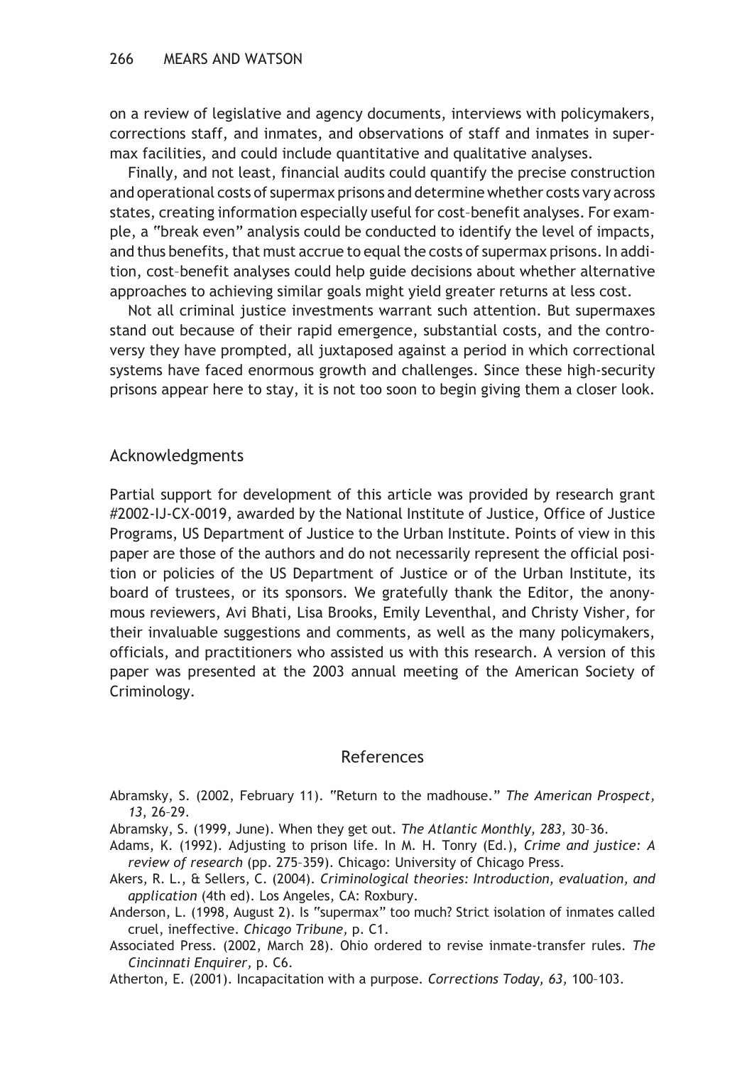on a review of legislative and agency documents, interviews with policymakers, corrections staff, and inmates, and observations of staff and inmates in supermax facilities, and could include quantitative and qualitative analyses.

Finally, and not least, financial audits could quantify the precise construction and operational costs of supermax prisons and determine whether costs vary across states, creating information especially useful for cost–benefit analyses. For example, a "break even" analysis could be conducted to identify the level of impacts, and thus benefits, that must accrue to equal the costs of supermax prisons. In addition, cost–benefit analyses could help guide decisions about whether alternative approaches to achieving similar goals might yield greater returns at less cost.

Not all criminal justice investments warrant such attention. But supermaxes stand out because of their rapid emergence, substantial costs, and the controversy they have prompted, all juxtaposed against a period in which correctional systems have faced enormous growth and challenges. Since these high-security prisons appear here to stay, it is not too soon to begin giving them a closer look.

## Acknowledgments

Partial support for development of this article was provided by research grant #2002-IJ-CX-0019, awarded by the National Institute of Justice, Office of Justice Programs, US Department of Justice to the Urban Institute. Points of view in this paper are those of the authors and do not necessarily represent the official position or policies of the US Department of Justice or of the Urban Institute, its board of trustees, or its sponsors. We gratefully thank the Editor, the anonymous reviewers, Avi Bhati, Lisa Brooks, Emily Leventhal, and Christy Visher, for their invaluable suggestions and comments, as well as the many policymakers, officials, and practitioners who assisted us with this research. A version of this paper was presented at the 2003 annual meeting of the American Society of Criminology.

## References

Abramsky, S. (2002, February 11). "Return to the madhouse." *The American Prospect, 13*, 26–29.

Abramsky, S. (1999, June). When they get out. *The Atlantic Monthly, 283,* 30–36.

Adams, K. (1992). Adjusting to prison life. In M. H. Tonry (Ed.), *Crime and justice: A review of research* (pp. 275–359). Chicago: University of Chicago Press.

Akers, R. L., & Sellers, C. (2004). *Criminological theories: Introduction, evaluation, and application* (4th ed). Los Angeles, CA: Roxbury.

Anderson, L. (1998, August 2). Is "supermax" too much? Strict isolation of inmates called cruel, ineffective. *Chicago Tribune,* p. C1.

Associated Press. (2002, March 28). Ohio ordered to revise inmate-transfer rules. *The Cincinnati Enquirer,* p. C6.

Atherton, E. (2001). Incapacitation with a purpose. *Corrections Today, 63,* 100–103.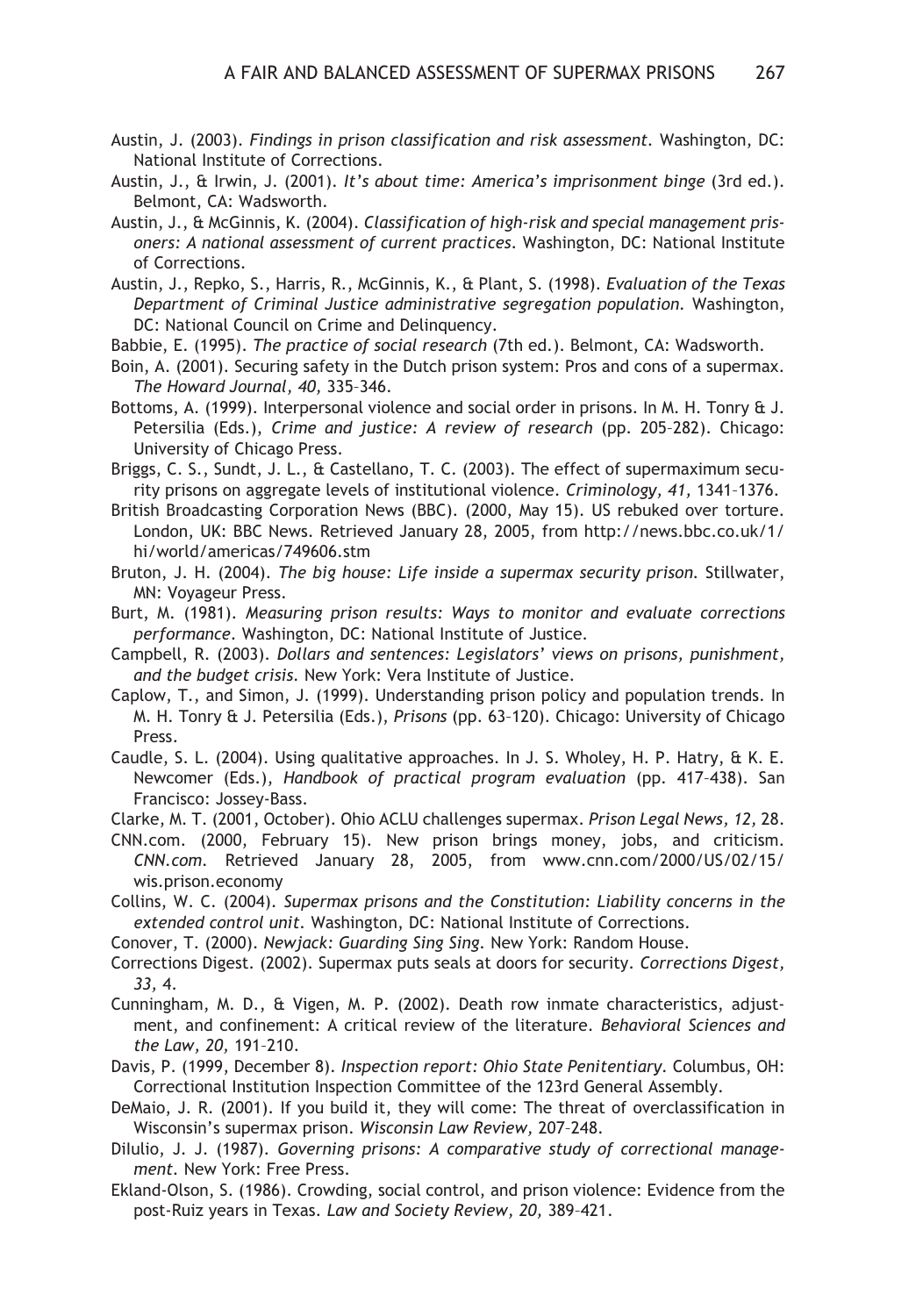Austin, J. (2003). *Findings in prison classification and risk assessment*. Washington, DC: National Institute of Corrections.

Austin, J., & Irwin, J. (2001). *It's about time: America's imprisonment binge* (3rd ed.). Belmont, CA: Wadsworth.

Austin, J., & McGinnis, K. (2004). *Classification of high-risk and special management prisoners: A national assessment of current practices*. Washington, DC: National Institute of Corrections.

Austin, J., Repko, S., Harris, R., McGinnis, K., & Plant, S. (1998). *Evaluation of the Texas Department of Criminal Justice administrative segregation population*. Washington, DC: National Council on Crime and Delinquency.

Babbie, E. (1995). *The practice of social research* (7th ed.). Belmont, CA: Wadsworth.

Boin, A. (2001). Securing safety in the Dutch prison system: Pros and cons of a supermax. *The Howard Journal, 40,* 335–346.

Bottoms, A. (1999). Interpersonal violence and social order in prisons. In M. H. Tonry & J. Petersilia (Eds.), *Crime and justice: A review of research* (pp. 205–282). Chicago: University of Chicago Press.

Briggs, C. S., Sundt, J. L., & Castellano, T. C. (2003). The effect of supermaximum security prisons on aggregate levels of institutional violence. *Criminology, 41,* 1341–1376.

British Broadcasting Corporation News (BBC). (2000, May 15). US rebuked over torture. London, UK: BBC News. Retrieved January 28, 2005, from http://news.bbc.co.uk/1/hi/world/americas/749606.stm

Bruton, J. H. (2004). *The big house: Life inside a supermax security prison*. Stillwater, MN: Voyageur Press.

Burt, M. (1981). *Measuring prison results: Ways to monitor and evaluate corrections performance*. Washington, DC: National Institute of Justice.

Campbell, R. (2003). *Dollars and sentences: Legislators' views on prisons, punishment, and the budget crisis*. New York: Vera Institute of Justice.

Caplow, T., and Simon, J. (1999). Understanding prison policy and population trends. In M. H. Tonry & J. Petersilia (Eds.), *Prisons* (pp. 63–120). Chicago: University of Chicago Press.

Caudle, S. L. (2004). Using qualitative approaches. In J. S. Wholey, H. P. Hatry, & K. E. Newcomer (Eds.), *Handbook of practical program evaluation* (pp. 417–438). San Francisco: Jossey-Bass.

Clarke, M. T. (2001, October). Ohio ACLU challenges supermax. *Prison Legal News, 12,* 28.

CNN.com. (2000, February 15). New prison brings money, jobs, and criticism. *CNN.com*. Retrieved January 28, 2005, from www.cnn.com/2000/US/02/15/wis.prison.economy

Collins, W. C. (2004). *Supermax prisons and the Constitution: Liability concerns in the extended control unit*. Washington, DC: National Institute of Corrections.

Conover, T. (2000). *Newjack: Guarding Sing Sing*. New York: Random House.

Corrections Digest. (2002). Supermax puts seals at doors for security. *Corrections Digest, 33,* 4.

Cunningham, M. D., & Vigen, M. P. (2002). Death row inmate characteristics, adjustment, and confinement: A critical review of the literature. *Behavioral Sciences and the Law, 20,* 191–210.

Davis, P. (1999, December 8). *Inspection report: Ohio State Penitentiary*. Columbus, OH: Correctional Institution Inspection Committee of the 123rd General Assembly.

DeMaio, J. R. (2001). If you build it, they will come: The threat of overclassification in Wisconsin's supermax prison. *Wisconsin Law Review,* 207–248.

DiIulio, J. J. (1987). *Governing prisons: A comparative study of correctional management*. New York: Free Press.

Ekland-Olson, S. (1986). Crowding, social control, and prison violence: Evidence from the post-Ruiz years in Texas. *Law and Society Review, 20,* 389–421.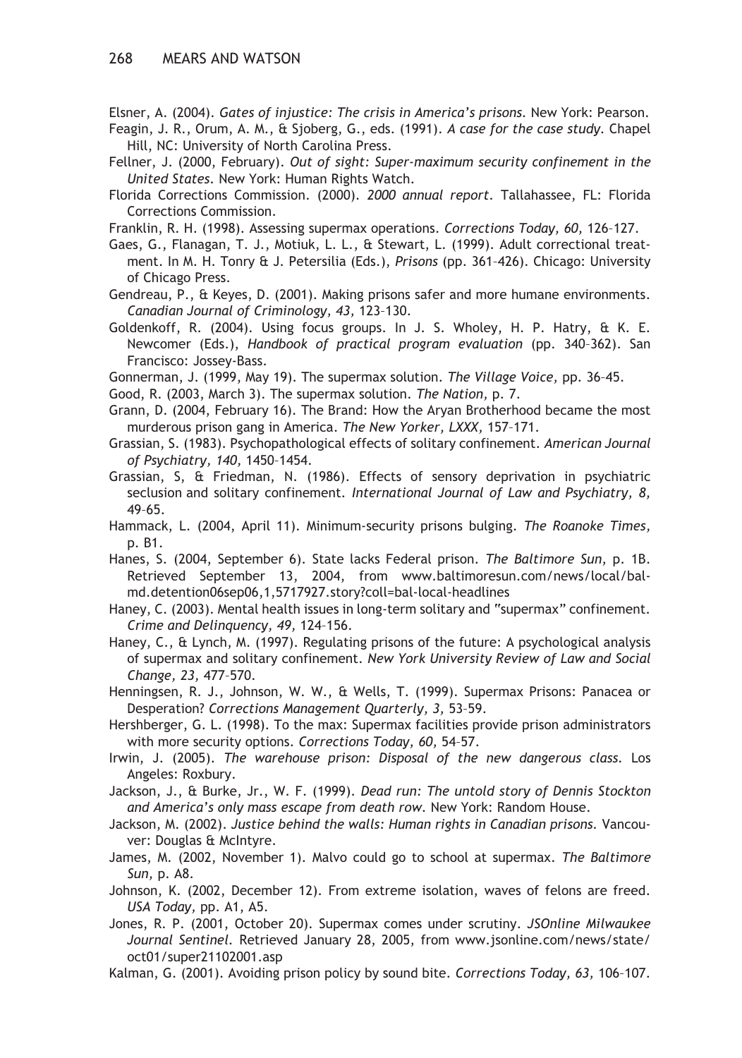Elsner, A. (2004). *Gates of injustice: The crisis in America's prisons*. New York: Pearson.

Feagin, J. R., Orum, A. M., & Sjoberg, G., eds. (1991). *A case for the case study*. Chapel Hill, NC: University of North Carolina Press.

Fellner, J. (2000, February). *Out of sight: Super-maximum security confinement in the United States*. New York: Human Rights Watch.

Florida Corrections Commission. (2000). *2000 annual report*. Tallahassee, FL: Florida Corrections Commission.

Franklin, R. H. (1998). Assessing supermax operations. *Corrections Today, 60,* 126–127.

Gaes, G., Flanagan, T. J., Motiuk, L. L., & Stewart, L. (1999). Adult correctional treatment. In M. H. Tonry & J. Petersilia (Eds.), *Prisons* (pp. 361–426). Chicago: University of Chicago Press.

Gendreau, P., & Keyes, D. (2001). Making prisons safer and more humane environments. *Canadian Journal of Criminology, 43,* 123–130.

Goldenkoff, R. (2004). Using focus groups. In J. S. Wholey, H. P. Hatry, & K. E. Newcomer (Eds.), *Handbook of practical program evaluation* (pp. 340–362). San Francisco: Jossey-Bass.

Gonnerman, J. (1999, May 19). The supermax solution. *The Village Voice,* pp. 36–45.

Good, R. (2003, March 3). The supermax solution. *The Nation,* p. 7.

Grann, D. (2004, February 16). The Brand: How the Aryan Brotherhood became the most murderous prison gang in America. *The New Yorker, LXXX,* 157–171.

Grassian, S. (1983). Psychopathological effects of solitary confinement. *American Journal of Psychiatry, 140,* 1450–1454.

Grassian, S, & Friedman, N. (1986). Effects of sensory deprivation in psychiatric seclusion and solitary confinement. *International Journal of Law and Psychiatry, 8,* 49–65.

Hammack, L. (2004, April 11). Minimum-security prisons bulging. *The Roanoke Times,* p. B1.

Hanes, S. (2004, September 6). State lacks Federal prison. *The Baltimore Sun,* p. 1B. Retrieved September 13, 2004, from www.baltimoresun.com/news/local/bal-md.detention06sep06,1,5717927.story?coll=bal-local-headlines

Haney, C. (2003). Mental health issues in long-term solitary and "supermax" confinement. *Crime and Delinquency, 49,* 124–156.

Haney, C., & Lynch, M. (1997). Regulating prisons of the future: A psychological analysis of supermax and solitary confinement. *New York University Review of Law and Social Change, 23,* 477–570.

Henningsen, R. J., Johnson, W. W., & Wells, T. (1999). Supermax Prisons: Panacea or Desperation? *Corrections Management Quarterly, 3,* 53–59.

Hershberger, G. L. (1998). To the max: Supermax facilities provide prison administrators with more security options. *Corrections Today, 60,* 54–57.

Irwin, J. (2005). *The warehouse prison: Disposal of the new dangerous class*. Los Angeles: Roxbury.

Jackson, J., & Burke, Jr., W. F. (1999). *Dead run: The untold story of Dennis Stockton and America's only mass escape from death row*. New York: Random House.

Jackson, M. (2002). *Justice behind the walls: Human rights in Canadian prisons*. Vancouver: Douglas & McIntyre.

James, M. (2002, November 1). Malvo could go to school at supermax. *The Baltimore Sun,* p. A8.

Johnson, K. (2002, December 12). From extreme isolation, waves of felons are freed. *USA Today,* pp. A1, A5.

Jones, R. P. (2001, October 20). Supermax comes under scrutiny. *JSOnline Milwaukee Journal Sentinel*. Retrieved January 28, 2005, from www.jsonline.com/news/state/oct01/super21102001.asp

Kalman, G. (2001). Avoiding prison policy by sound bite. *Corrections Today, 63,* 106–107.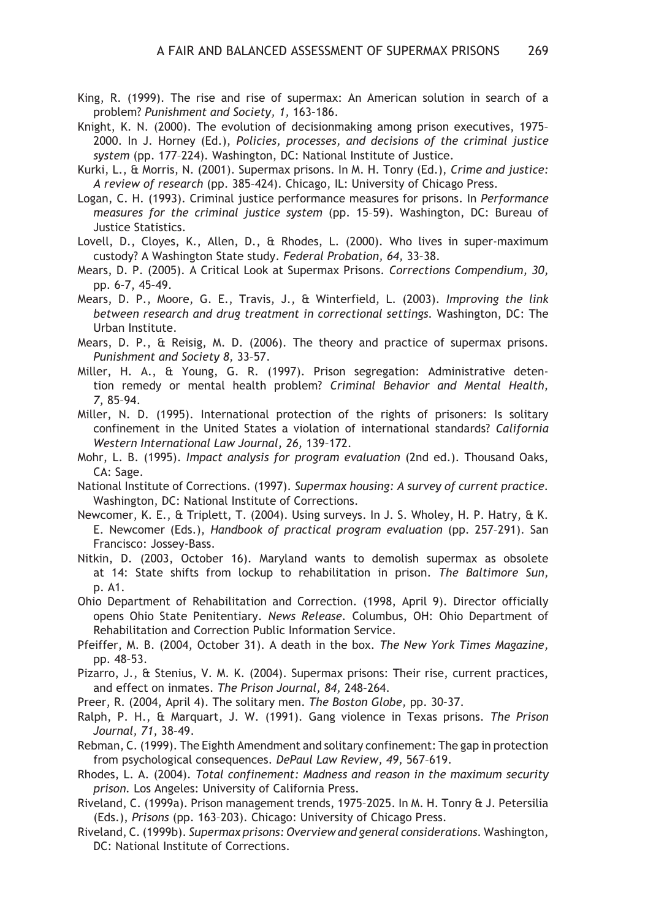King, R. (1999). The rise and rise of supermax: An American solution in search of a problem? *Punishment and Society, 1,* 163–186.

Knight, K. N. (2000). The evolution of decisionmaking among prison executives, 1975–2000. In J. Horney (Ed.), *Policies, processes, and decisions of the criminal justice system* (pp. 177–224). Washington, DC: National Institute of Justice.

Kurki, L., & Morris, N. (2001). Supermax prisons. In M. H. Tonry (Ed.), *Crime and justice: A review of research* (pp. 385–424). Chicago, IL: University of Chicago Press.

Logan, C. H. (1993). Criminal justice performance measures for prisons. In *Performance measures for the criminal justice system* (pp. 15–59). Washington, DC: Bureau of Justice Statistics.

Lovell, D., Cloyes, K., Allen, D., & Rhodes, L. (2000). Who lives in super-maximum custody? A Washington State study. *Federal Probation, 64,* 33–38.

Mears, D. P. (2005). A Critical Look at Supermax Prisons. *Corrections Compendium, 30,* pp. 6–7, 45–49.

Mears, D. P., Moore, G. E., Travis, J., & Winterfield, L. (2003). *Improving the link between research and drug treatment in correctional settings.* Washington, DC: The Urban Institute.

Mears, D. P., & Reisig, M. D. (2006). The theory and practice of supermax prisons. *Punishment and Society 8,* 33–57.

Miller, H. A., & Young, G. R. (1997). Prison segregation: Administrative detention remedy or mental health problem? *Criminal Behavior and Mental Health, 7,* 85–94.

Miller, N. D. (1995). International protection of the rights of prisoners: Is solitary confinement in the United States a violation of international standards? *California Western International Law Journal, 26,* 139–172.

Mohr, L. B. (1995). *Impact analysis for program evaluation* (2nd ed.). Thousand Oaks, CA: Sage.

National Institute of Corrections. (1997). *Supermax housing: A survey of current practice.* Washington, DC: National Institute of Corrections.

Newcomer, K. E., & Triplett, T. (2004). Using surveys. In J. S. Wholey, H. P. Hatry, & K. E. Newcomer (Eds.), *Handbook of practical program evaluation* (pp. 257–291). San Francisco: Jossey-Bass.

Nitkin, D. (2003, October 16). Maryland wants to demolish supermax as obsolete at 14: State shifts from lockup to rehabilitation in prison. *The Baltimore Sun,* p. A1.

Ohio Department of Rehabilitation and Correction. (1998, April 9). Director officially opens Ohio State Penitentiary. *News Release.* Columbus, OH: Ohio Department of Rehabilitation and Correction Public Information Service.

Pfeiffer, M. B. (2004, October 31). A death in the box. *The New York Times Magazine,* pp. 48–53.

Pizarro, J., & Stenius, V. M. K. (2004). Supermax prisons: Their rise, current practices, and effect on inmates. *The Prison Journal, 84,* 248–264.

Preer, R. (2004, April 4). The solitary men. *The Boston Globe,* pp. 30–37.

Ralph, P. H., & Marquart, J. W. (1991). Gang violence in Texas prisons. *The Prison Journal, 71,* 38–49.

Rebman, C. (1999). The Eighth Amendment and solitary confinement: The gap in protection from psychological consequences. *DePaul Law Review, 49,* 567–619.

Rhodes, L. A. (2004). *Total confinement: Madness and reason in the maximum security prison.* Los Angeles: University of California Press.

Riveland, C. (1999a). Prison management trends, 1975–2025. In M. H. Tonry & J. Petersilia (Eds.), *Prisons* (pp. 163–203). Chicago: University of Chicago Press.

Riveland, C. (1999b). *Supermax prisons: Overview and general considerations.* Washington, DC: National Institute of Corrections.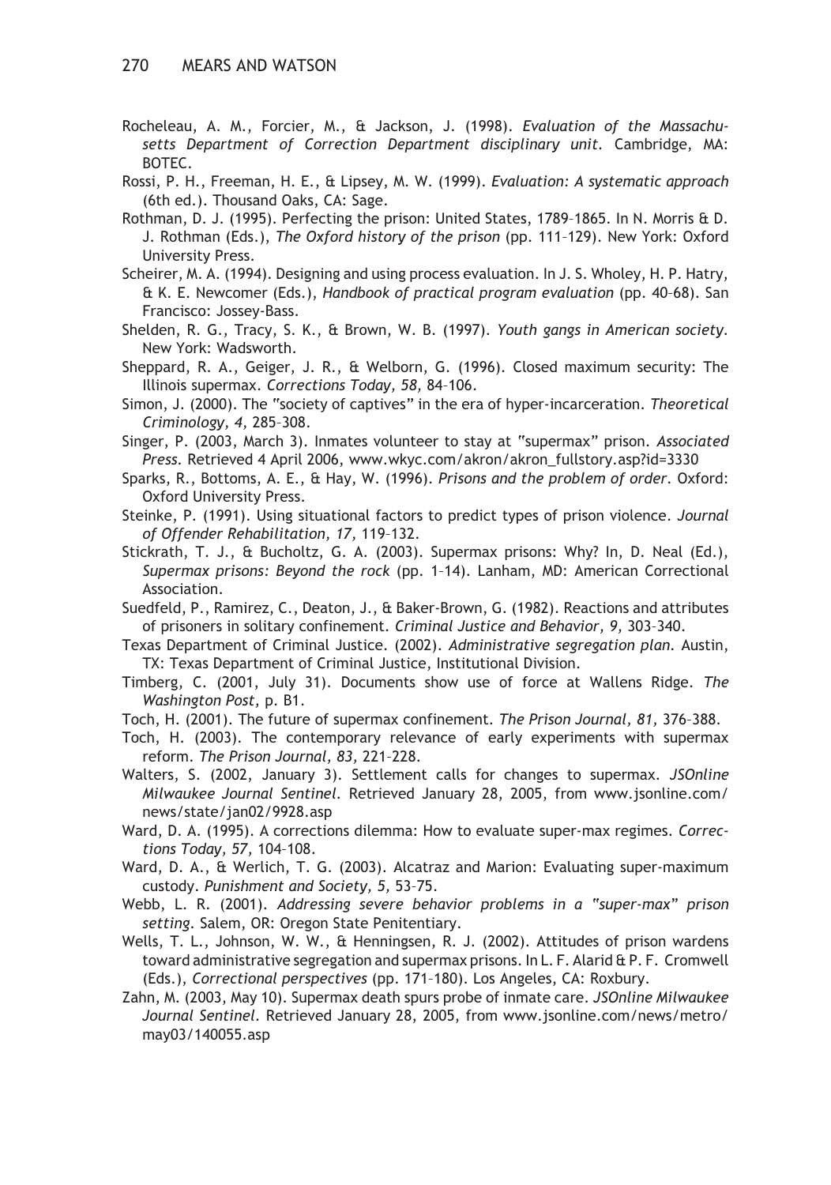Rocheleau, A. M., Forcier, M., & Jackson, J. (1998). *Evaluation of the Massachusetts Department of Correction Department disciplinary unit*. Cambridge, MA: BOTEC.

Rossi, P. H., Freeman, H. E., & Lipsey, M. W. (1999). *Evaluation: A systematic approach* (6th ed.). Thousand Oaks, CA: Sage.

Rothman, D. J. (1995). Perfecting the prison: United States, 1789–1865. In N. Morris & D. J. Rothman (Eds.), *The Oxford history of the prison* (pp. 111–129). New York: Oxford University Press.

Scheirer, M. A. (1994). Designing and using process evaluation. In J. S. Wholey, H. P. Hatry, & K. E. Newcomer (Eds.), *Handbook of practical program evaluation* (pp. 40–68). San Francisco: Jossey-Bass.

Shelden, R. G., Tracy, S. K., & Brown, W. B. (1997). *Youth gangs in American society*. New York: Wadsworth.

Sheppard, R. A., Geiger, J. R., & Welborn, G. (1996). Closed maximum security: The Illinois supermax. *Corrections Today, 58,* 84–106.

Simon, J. (2000). The "society of captives" in the era of hyper-incarceration. *Theoretical Criminology, 4,* 285–308.

Singer, P. (2003, March 3). Inmates volunteer to stay at "supermax" prison. *Associated Press*. Retrieved 4 April 2006, www.wkyc.com/akron/akron_fullstory.asp?id=3330

Sparks, R., Bottoms, A. E., & Hay, W. (1996). *Prisons and the problem of order*. Oxford: Oxford University Press.

Steinke, P. (1991). Using situational factors to predict types of prison violence. *Journal of Offender Rehabilitation, 17,* 119–132.

Stickrath, T. J., & Bucholtz, G. A. (2003). Supermax prisons: Why? In, D. Neal (Ed.), *Supermax prisons: Beyond the rock* (pp. 1–14). Lanham, MD: American Correctional Association.

Suedfeld, P., Ramirez, C., Deaton, J., & Baker-Brown, G. (1982). Reactions and attributes of prisoners in solitary confinement. *Criminal Justice and Behavior, 9,* 303–340.

Texas Department of Criminal Justice. (2002). *Administrative segregation plan*. Austin, TX: Texas Department of Criminal Justice, Institutional Division.

Timberg, C. (2001, July 31). Documents show use of force at Wallens Ridge. *The Washington Post,* p. B1.

Toch, H. (2001). The future of supermax confinement. *The Prison Journal, 81,* 376–388.

Toch, H. (2003). The contemporary relevance of early experiments with supermax reform. *The Prison Journal, 83,* 221–228.

Walters, S. (2002, January 3). Settlement calls for changes to supermax. *JSOnline Milwaukee Journal Sentinel*. Retrieved January 28, 2005, from www.jsonline.com/news/state/jan02/9928.asp

Ward, D. A. (1995). A corrections dilemma: How to evaluate super-max regimes. *Corrections Today, 57,* 104–108.

Ward, D. A., & Werlich, T. G. (2003). Alcatraz and Marion: Evaluating super-maximum custody. *Punishment and Society, 5,* 53–75.

Webb, L. R. (2001). *Addressing severe behavior problems in a "super-max" prison setting*. Salem, OR: Oregon State Penitentiary.

Wells, T. L., Johnson, W. W., & Henningsen, R. J. (2002). Attitudes of prison wardens toward administrative segregation and supermax prisons. In L. F. Alarid & P. F. Cromwell (Eds.), *Correctional perspectives* (pp. 171–180). Los Angeles, CA: Roxbury.

Zahn, M. (2003, May 10). Supermax death spurs probe of inmate care. *JSOnline Milwaukee Journal Sentinel*. Retrieved January 28, 2005, from www.jsonline.com/news/metro/may03/140055.asp